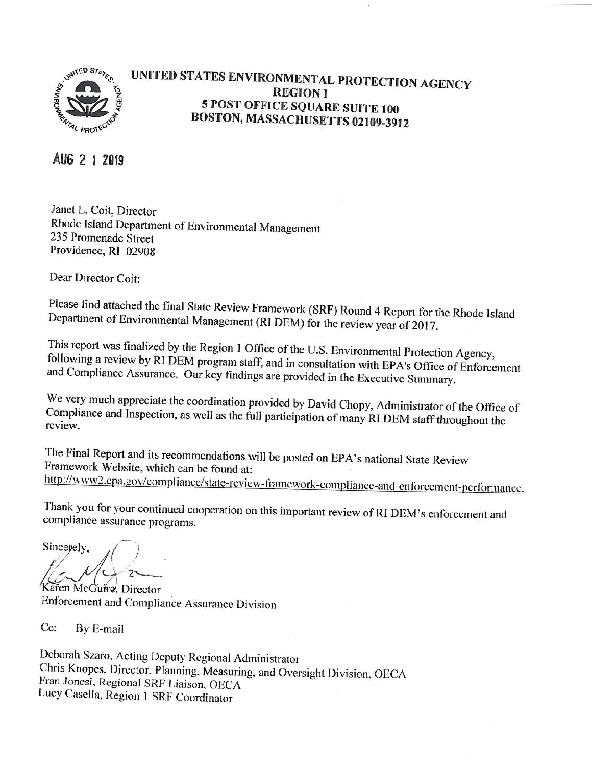# UNITED STATES ENVIRONMENTAL PROTECTION AGENCY
## REGION I
## 5 POST OFFICE SQUARE SUITE 100
## BOSTON, MASSACHUSETTS 02109-3912

AUG 2 1 2019

Janet L. Coit, Director
Rhode Island Department of Environmental Management
235 Promenade Street
Providence, RI 02908

Dear Director Coit:

Please find attached the final State Review Framework (SRF) Round 4 Report for the Rhode Island Department of Environmental Management (RI DEM) for the review year of 2017.

This report was finalized by the Region 1 Office of the U.S. Environmental Protection Agency, following a review by RI DEM program staff, and in consultation with EPA's Office of Enforcement and Compliance Assurance. Our key findings are provided in the Executive Summary.

We very much appreciate the coordination provided by David Chopy, Administrator of the Office of Compliance and Inspection, as well as the full participation of many RI DEM staff throughout the review.

The Final Report and its recommendations will be posted on EPA's national State Review Framework Website, which can be found at:
http://www2.epa.gov/compliance/state-review-framework-compliance-and-enforcement-performance.

Thank you for your continued cooperation on this important review of RI DEM's enforcement and compliance assurance programs.

Sincerely,

Karen McGuire, Director
Enforcement and Compliance Assurance Division

Cc: By E-mail

Deborah Szaro, Acting Deputy Regional Administrator
Chris Knopes, Director, Planning, Measuring, and Oversight Division, OECA
Fran Jonesi, Regional SRF Liaison, OECA
Lucy Casella, Region 1 SRF Coordinator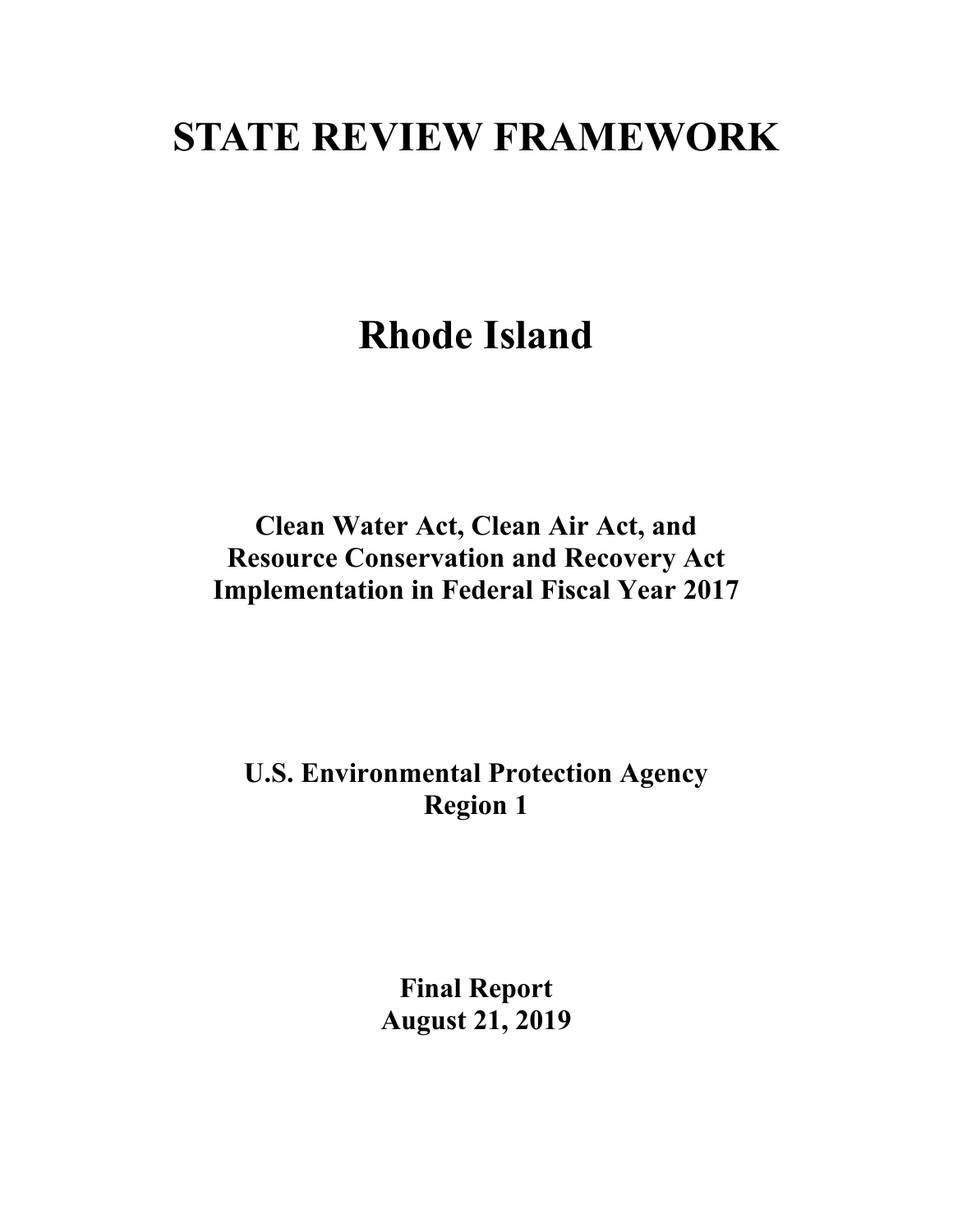# STATE REVIEW FRAMEWORK

# Rhode Island

**Clean Water Act, Clean Air Act, and Resource Conservation and Recovery Act Implementation in Federal Fiscal Year 2017**

**U.S. Environmental Protection Agency Region 1**

**Final Report**
**August 21, 2019**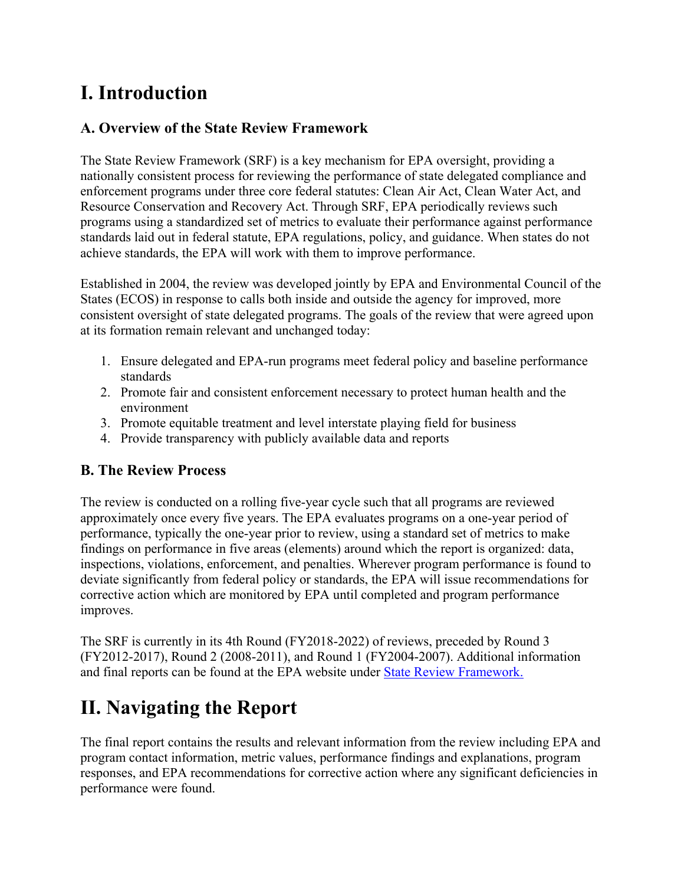# I. Introduction

## A. Overview of the State Review Framework

The State Review Framework (SRF) is a key mechanism for EPA oversight, providing a nationally consistent process for reviewing the performance of state delegated compliance and enforcement programs under three core federal statutes: Clean Air Act, Clean Water Act, and Resource Conservation and Recovery Act. Through SRF, EPA periodically reviews such programs using a standardized set of metrics to evaluate their performance against performance standards laid out in federal statute, EPA regulations, policy, and guidance. When states do not achieve standards, the EPA will work with them to improve performance.

Established in 2004, the review was developed jointly by EPA and Environmental Council of the States (ECOS) in response to calls both inside and outside the agency for improved, more consistent oversight of state delegated programs. The goals of the review that were agreed upon at its formation remain relevant and unchanged today:

1. Ensure delegated and EPA-run programs meet federal policy and baseline performance standards
2. Promote fair and consistent enforcement necessary to protect human health and the environment
3. Promote equitable treatment and level interstate playing field for business
4. Provide transparency with publicly available data and reports

## B. The Review Process

The review is conducted on a rolling five-year cycle such that all programs are reviewed approximately once every five years. The EPA evaluates programs on a one-year period of performance, typically the one-year prior to review, using a standard set of metrics to make findings on performance in five areas (elements) around which the report is organized: data, inspections, violations, enforcement, and penalties. Wherever program performance is found to deviate significantly from federal policy or standards, the EPA will issue recommendations for corrective action which are monitored by EPA until completed and program performance improves.

The SRF is currently in its 4th Round (FY2018-2022) of reviews, preceded by Round 3 (FY2012-2017), Round 2 (2008-2011), and Round 1 (FY2004-2007). Additional information and final reports can be found at the EPA website under [State Review Framework.]()

# II. Navigating the Report

The final report contains the results and relevant information from the review including EPA and program contact information, metric values, performance findings and explanations, program responses, and EPA recommendations for corrective action where any significant deficiencies in performance were found.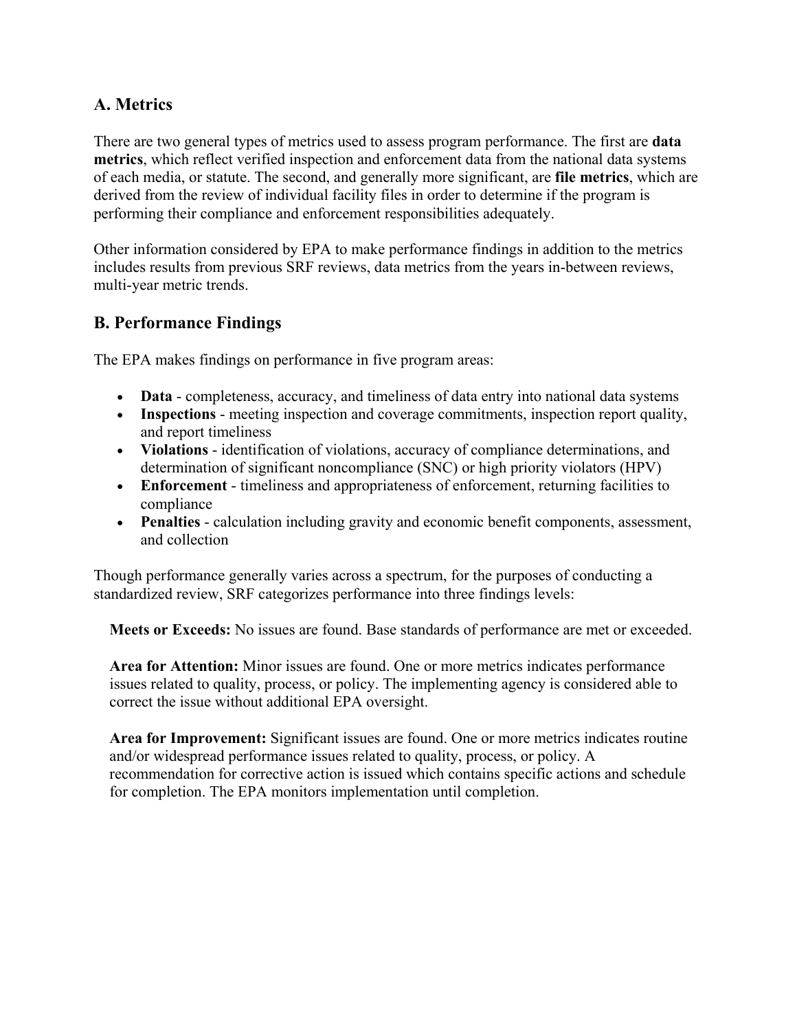## A. Metrics

There are two general types of metrics used to assess program performance. The first are **data metrics**, which reflect verified inspection and enforcement data from the national data systems of each media, or statute. The second, and generally more significant, are **file metrics**, which are derived from the review of individual facility files in order to determine if the program is performing their compliance and enforcement responsibilities adequately.

Other information considered by EPA to make performance findings in addition to the metrics includes results from previous SRF reviews, data metrics from the years in-between reviews, multi-year metric trends.

## B. Performance Findings

The EPA makes findings on performance in five program areas:

- **Data** - completeness, accuracy, and timeliness of data entry into national data systems
- **Inspections** - meeting inspection and coverage commitments, inspection report quality, and report timeliness
- **Violations** - identification of violations, accuracy of compliance determinations, and determination of significant noncompliance (SNC) or high priority violators (HPV)
- **Enforcement** - timeliness and appropriateness of enforcement, returning facilities to compliance
- **Penalties** - calculation including gravity and economic benefit components, assessment, and collection

Though performance generally varies across a spectrum, for the purposes of conducting a standardized review, SRF categorizes performance into three findings levels:

**Meets or Exceeds:** No issues are found. Base standards of performance are met or exceeded.

**Area for Attention:** Minor issues are found. One or more metrics indicates performance issues related to quality, process, or policy. The implementing agency is considered able to correct the issue without additional EPA oversight.

**Area for Improvement:** Significant issues are found. One or more metrics indicates routine and/or widespread performance issues related to quality, process, or policy. A recommendation for corrective action is issued which contains specific actions and schedule for completion. The EPA monitors implementation until completion.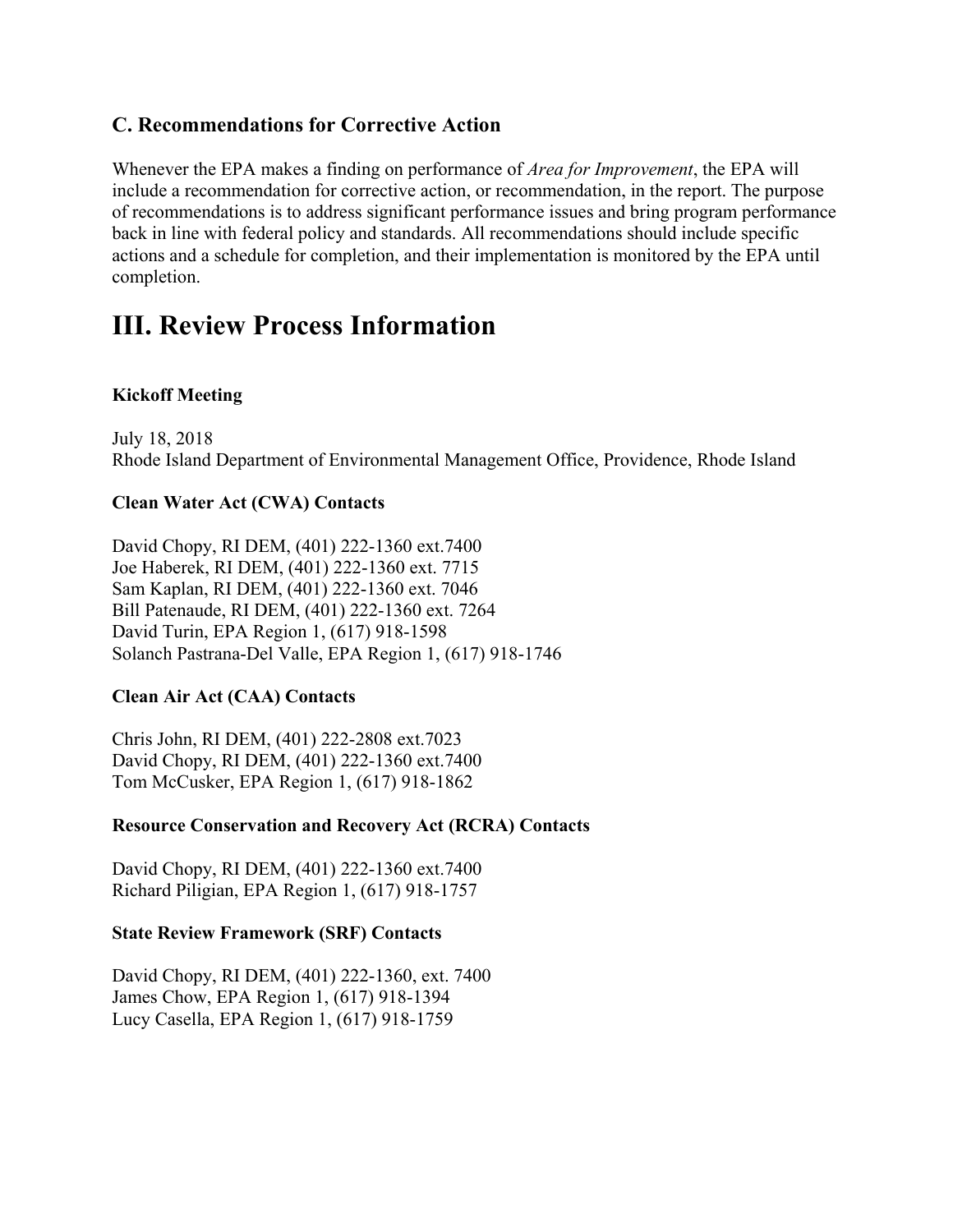### C. Recommendations for Corrective Action

Whenever the EPA makes a finding on performance of *Area for Improvement*, the EPA will include a recommendation for corrective action, or recommendation, in the report. The purpose of recommendations is to address significant performance issues and bring program performance back in line with federal policy and standards. All recommendations should include specific actions and a schedule for completion, and their implementation is monitored by the EPA until completion.

# III. Review Process Information

**Kickoff Meeting**

July 18, 2018
Rhode Island Department of Environmental Management Office, Providence, Rhode Island

**Clean Water Act (CWA) Contacts**

David Chopy, RI DEM, (401) 222-1360 ext.7400
Joe Haberek, RI DEM, (401) 222-1360 ext. 7715
Sam Kaplan, RI DEM, (401) 222-1360 ext. 7046
Bill Patenaude, RI DEM, (401) 222-1360 ext. 7264
David Turin, EPA Region 1, (617) 918-1598
Solanch Pastrana-Del Valle, EPA Region 1, (617) 918-1746

**Clean Air Act (CAA) Contacts**

Chris John, RI DEM, (401) 222-2808 ext.7023
David Chopy, RI DEM, (401) 222-1360 ext.7400
Tom McCusker, EPA Region 1, (617) 918-1862

**Resource Conservation and Recovery Act (RCRA) Contacts**

David Chopy, RI DEM, (401) 222-1360 ext.7400
Richard Piligian, EPA Region 1, (617) 918-1757

**State Review Framework (SRF) Contacts**

David Chopy, RI DEM, (401) 222-1360, ext. 7400
James Chow, EPA Region 1, (617) 918-1394
Lucy Casella, EPA Region 1, (617) 918-1759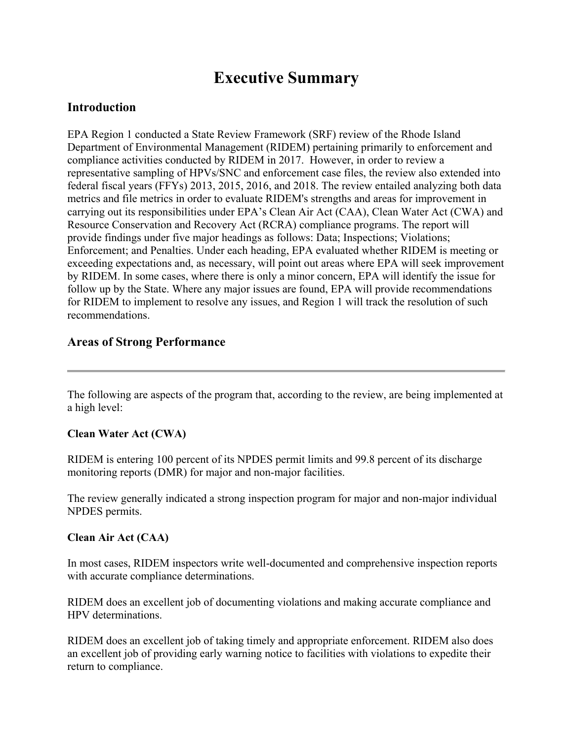# Executive Summary

## Introduction

EPA Region 1 conducted a State Review Framework (SRF) review of the Rhode Island Department of Environmental Management (RIDEM) pertaining primarily to enforcement and compliance activities conducted by RIDEM in 2017. However, in order to review a representative sampling of HPVs/SNC and enforcement case files, the review also extended into federal fiscal years (FFYs) 2013, 2015, 2016, and 2018. The review entailed analyzing both data metrics and file metrics in order to evaluate RIDEM's strengths and areas for improvement in carrying out its responsibilities under EPA's Clean Air Act (CAA), Clean Water Act (CWA) and Resource Conservation and Recovery Act (RCRA) compliance programs. The report will provide findings under five major headings as follows: Data; Inspections; Violations; Enforcement; and Penalties. Under each heading, EPA evaluated whether RIDEM is meeting or exceeding expectations and, as necessary, will point out areas where EPA will seek improvement by RIDEM. In some cases, where there is only a minor concern, EPA will identify the issue for follow up by the State. Where any major issues are found, EPA will provide recommendations for RIDEM to implement to resolve any issues, and Region 1 will track the resolution of such recommendations.

## Areas of Strong Performance

---

The following are aspects of the program that, according to the review, are being implemented at a high level:

**Clean Water Act (CWA)**

RIDEM is entering 100 percent of its NPDES permit limits and 99.8 percent of its discharge monitoring reports (DMR) for major and non-major facilities.

The review generally indicated a strong inspection program for major and non-major individual NPDES permits.

**Clean Air Act (CAA)**

In most cases, RIDEM inspectors write well-documented and comprehensive inspection reports with accurate compliance determinations.

RIDEM does an excellent job of documenting violations and making accurate compliance and HPV determinations.

RIDEM does an excellent job of taking timely and appropriate enforcement. RIDEM also does an excellent job of providing early warning notice to facilities with violations to expedite their return to compliance.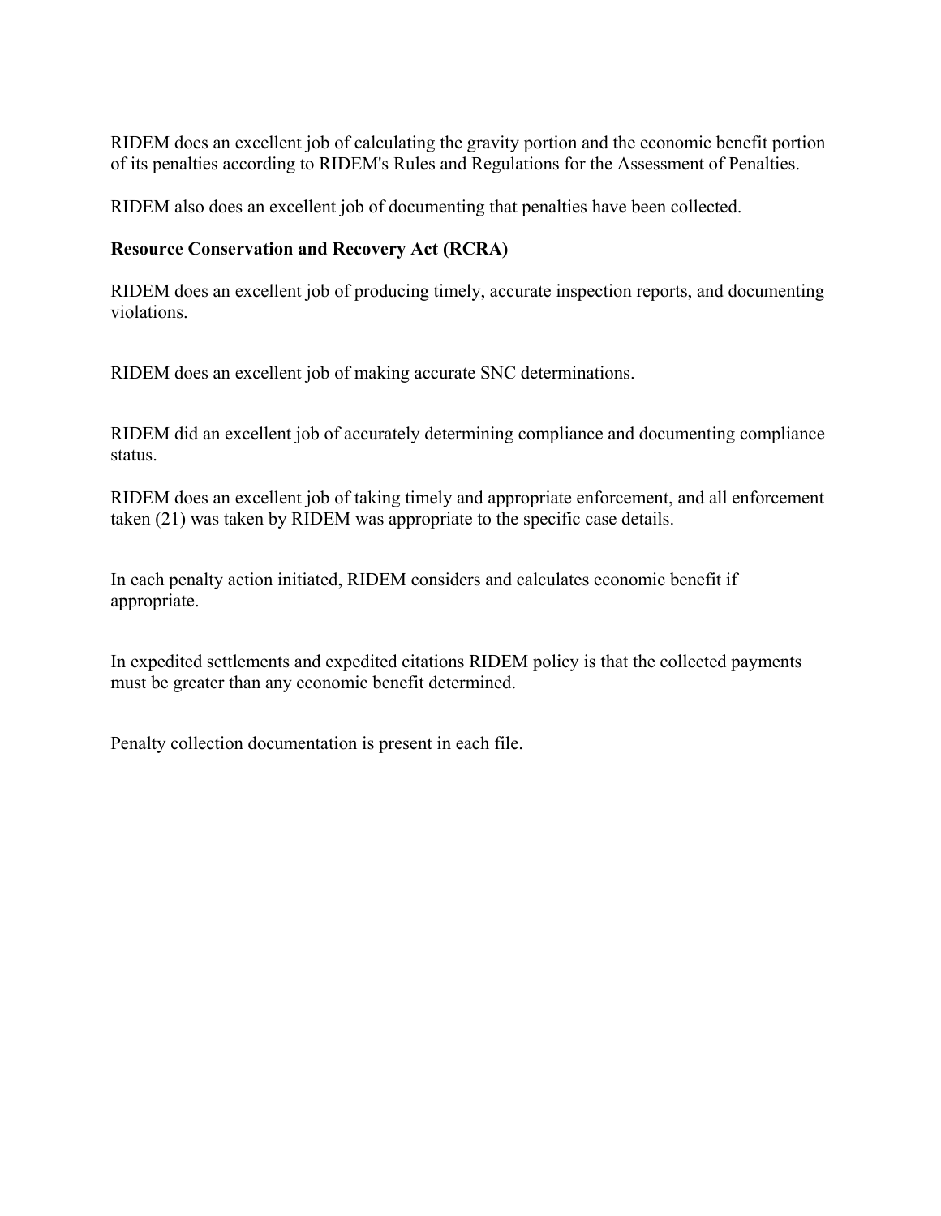RIDEM does an excellent job of calculating the gravity portion and the economic benefit portion of its penalties according to RIDEM's Rules and Regulations for the Assessment of Penalties.

RIDEM also does an excellent job of documenting that penalties have been collected.

**Resource Conservation and Recovery Act (RCRA)**

RIDEM does an excellent job of producing timely, accurate inspection reports, and documenting violations.

RIDEM does an excellent job of making accurate SNC determinations.

RIDEM did an excellent job of accurately determining compliance and documenting compliance status.

RIDEM does an excellent job of taking timely and appropriate enforcement, and all enforcement taken (21) was taken by RIDEM was appropriate to the specific case details.

In each penalty action initiated, RIDEM considers and calculates economic benefit if appropriate.

In expedited settlements and expedited citations RIDEM policy is that the collected payments must be greater than any economic benefit determined.

Penalty collection documentation is present in each file.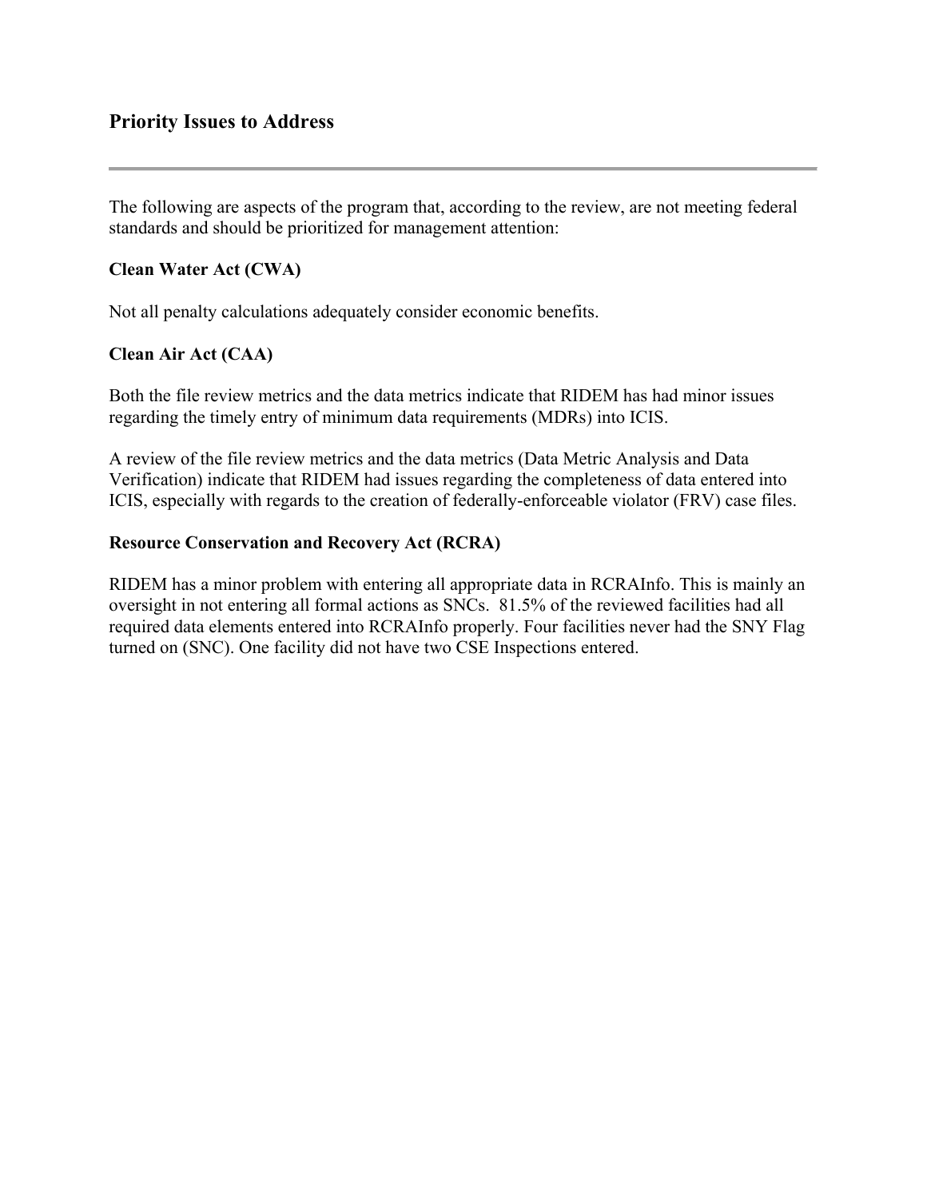## Priority Issues to Address

---

The following are aspects of the program that, according to the review, are not meeting federal standards and should be prioritized for management attention:

**Clean Water Act (CWA)**

Not all penalty calculations adequately consider economic benefits.

**Clean Air Act (CAA)**

Both the file review metrics and the data metrics indicate that RIDEM has had minor issues regarding the timely entry of minimum data requirements (MDRs) into ICIS.

A review of the file review metrics and the data metrics (Data Metric Analysis and Data Verification) indicate that RIDEM had issues regarding the completeness of data entered into ICIS, especially with regards to the creation of federally-enforceable violator (FRV) case files.

**Resource Conservation and Recovery Act (RCRA)**

RIDEM has a minor problem with entering all appropriate data in RCRAInfo. This is mainly an oversight in not entering all formal actions as SNCs. 81.5% of the reviewed facilities had all required data elements entered into RCRAInfo properly. Four facilities never had the SNY Flag turned on (SNC). One facility did not have two CSE Inspections entered.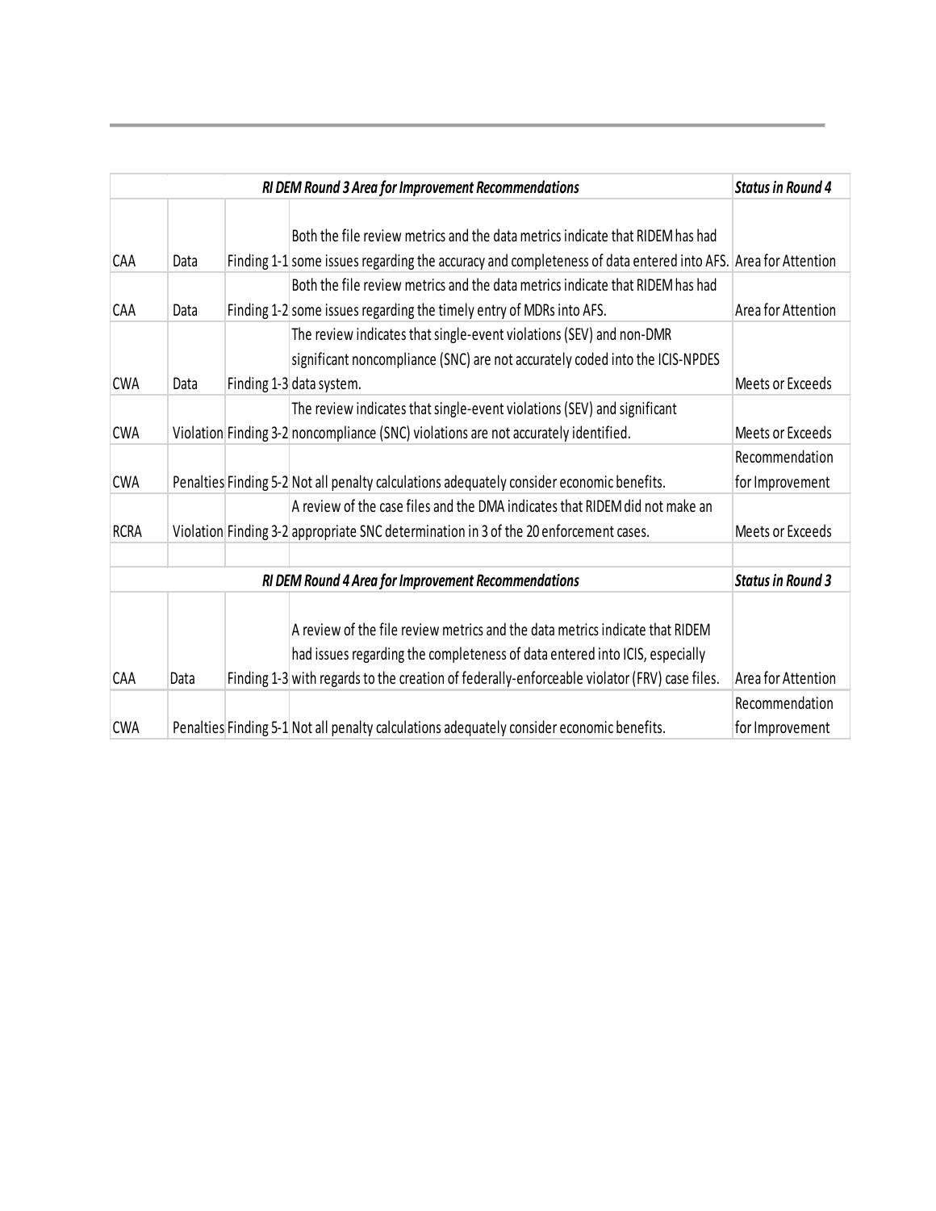| RI DEM Round 3 Area for Improvement Recommendations | | | | Status in Round 4 |
|---|---|---|---|---|
| CAA | Data | Finding 1-1 | Both the file review metrics and the data metrics indicate that RIDEM has had some issues regarding the accuracy and completeness of data entered into AFS. | Area for Attention |
| CAA | Data | Finding 1-2 | Both the file review metrics and the data metrics indicate that RIDEM has had some issues regarding the timely entry of MDRs into AFS. | Area for Attention |
| CWA | Data | Finding 1-3 | The review indicates that single-event violations (SEV) and non-DMR significant noncompliance (SNC) are not accurately coded into the ICIS-NPDES data system. | Meets or Exceeds |
| CWA | Violation | Finding 3-2 | The review indicates that single-event violations (SEV) and significant noncompliance (SNC) violations are not accurately identified. | Meets or Exceeds |
| CWA | Penalties | Finding 5-2 | Not all penalty calculations adequately consider economic benefits. | Recommendation for Improvement |
| RCRA | Violation | Finding 3-2 | A review of the case files and the DMA indicates that RIDEM did not make an appropriate SNC determination in 3 of the 20 enforcement cases. | Meets or Exceeds |
| | | | | |
| **RI DEM Round 4 Area for Improvement Recommendations** | | | | **Status in Round 3** |
| CAA | Data | Finding 1-3 | A review of the file review metrics and the data metrics indicate that RIDEM had issues regarding the completeness of data entered into ICIS, especially with regards to the creation of federally-enforceable violator (FRV) case files. | Area for Attention |
| CWA | Penalties | Finding 5-1 | Not all penalty calculations adequately consider economic benefits. | Recommendation for Improvement |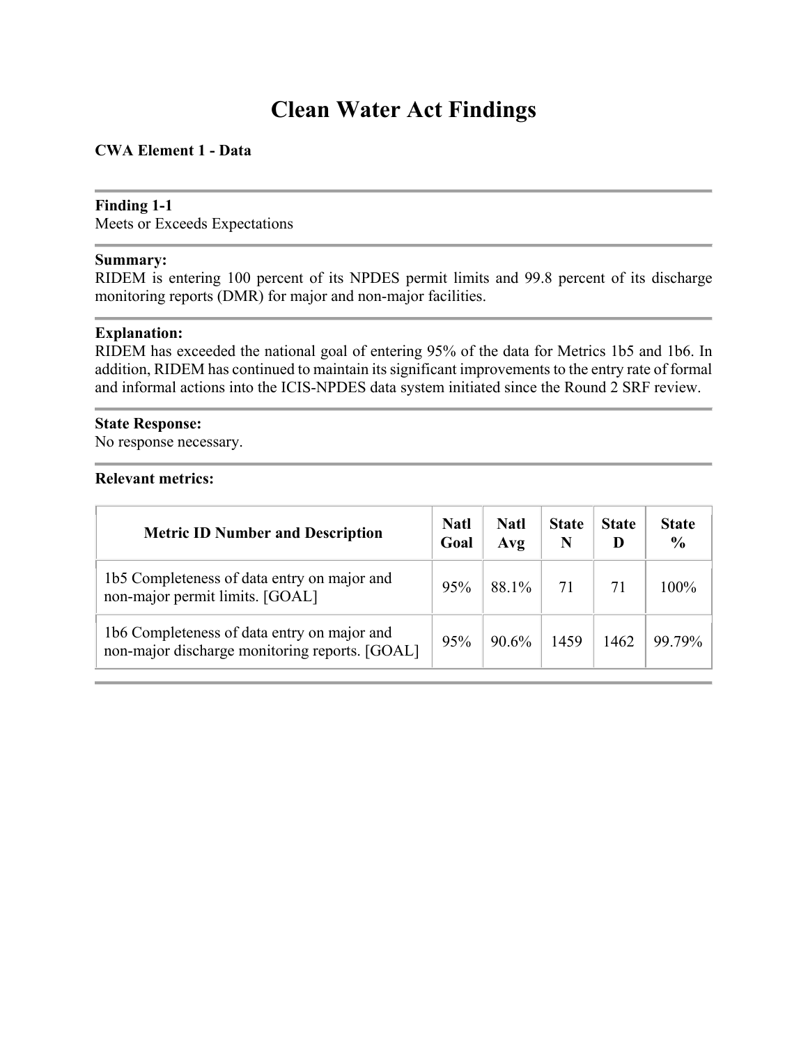# Clean Water Act Findings

**CWA Element 1 - Data**

**Finding 1-1**
Meets or Exceeds Expectations

**Summary:**
RIDEM is entering 100 percent of its NPDES permit limits and 99.8 percent of its discharge monitoring reports (DMR) for major and non-major facilities.

**Explanation:**
RIDEM has exceeded the national goal of entering 95% of the data for Metrics 1b5 and 1b6. In addition, RIDEM has continued to maintain its significant improvements to the entry rate of formal and informal actions into the ICIS-NPDES data system initiated since the Round 2 SRF review.

**State Response:**
No response necessary.

**Relevant metrics:**

| Metric ID Number and Description | Natl Goal | Natl Avg | State N | State D | State % |
|---|---|---|---|---|---|
| 1b5 Completeness of data entry on major and non-major permit limits. [GOAL] | 95% | 88.1% | 71 | 71 | 100% |
| 1b6 Completeness of data entry on major and non-major discharge monitoring reports. [GOAL] | 95% | 90.6% | 1459 | 1462 | 99.79% |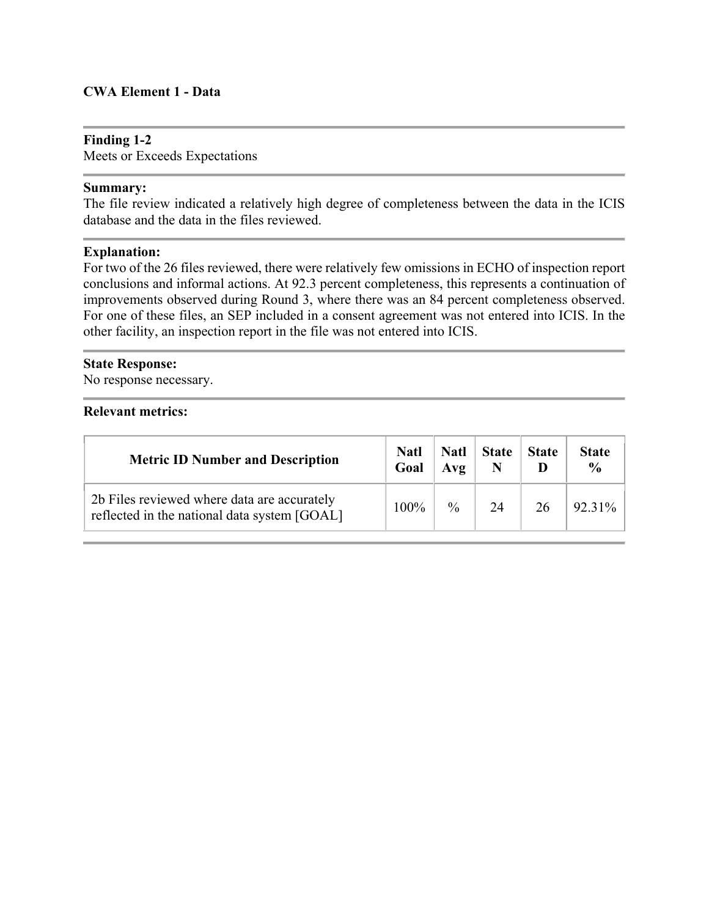## CWA Element 1 - Data

**Finding 1-2**
Meets or Exceeds Expectations

**Summary:**
The file review indicated a relatively high degree of completeness between the data in the ICIS database and the data in the files reviewed.

**Explanation:**
For two of the 26 files reviewed, there were relatively few omissions in ECHO of inspection report conclusions and informal actions. At 92.3 percent completeness, this represents a continuation of improvements observed during Round 3, where there was an 84 percent completeness observed. For one of these files, an SEP included in a consent agreement was not entered into ICIS. In the other facility, an inspection report in the file was not entered into ICIS.

**State Response:**
No response necessary.

**Relevant metrics:**

| Metric ID Number and Description | Natl Goal | Natl Avg | State N | State D | State % |
|---|---|---|---|---|---|
| 2b Files reviewed where data are accurately reflected in the national data system [GOAL] | 100% | % | 24 | 26 | 92.31% |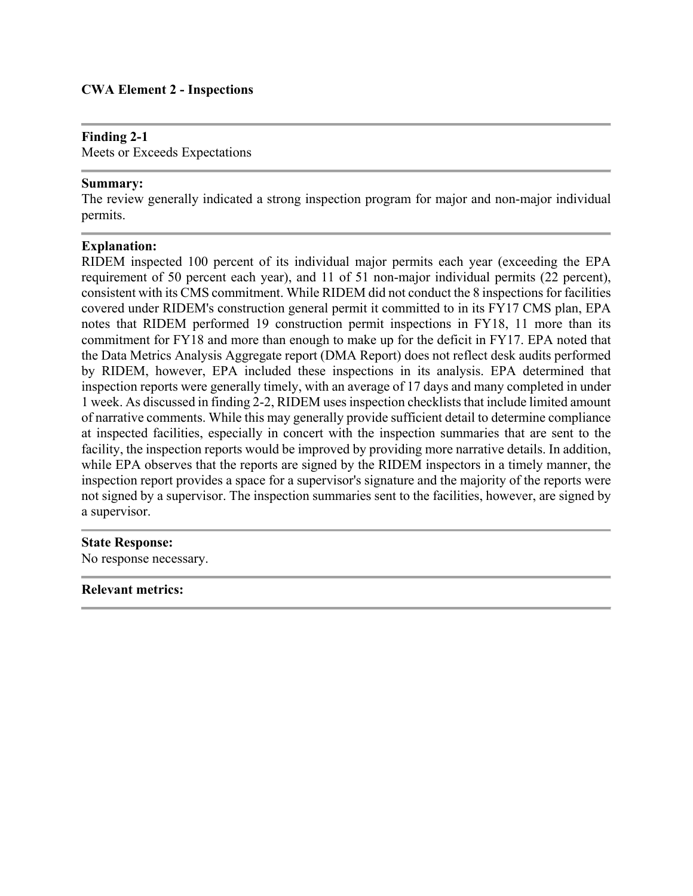## CWA Element 2 - Inspections

**Finding 2-1**
Meets or Exceeds Expectations

**Summary:**
The review generally indicated a strong inspection program for major and non-major individual permits.

**Explanation:**
RIDEM inspected 100 percent of its individual major permits each year (exceeding the EPA requirement of 50 percent each year), and 11 of 51 non-major individual permits (22 percent), consistent with its CMS commitment. While RIDEM did not conduct the 8 inspections for facilities covered under RIDEM's construction general permit it committed to in its FY17 CMS plan, EPA notes that RIDEM performed 19 construction permit inspections in FY18, 11 more than its commitment for FY18 and more than enough to make up for the deficit in FY17. EPA noted that the Data Metrics Analysis Aggregate report (DMA Report) does not reflect desk audits performed by RIDEM, however, EPA included these inspections in its analysis. EPA determined that inspection reports were generally timely, with an average of 17 days and many completed in under 1 week. As discussed in finding 2-2, RIDEM uses inspection checklists that include limited amount of narrative comments. While this may generally provide sufficient detail to determine compliance at inspected facilities, especially in concert with the inspection summaries that are sent to the facility, the inspection reports would be improved by providing more narrative details. In addition, while EPA observes that the reports are signed by the RIDEM inspectors in a timely manner, the inspection report provides a space for a supervisor's signature and the majority of the reports were not signed by a supervisor. The inspection summaries sent to the facilities, however, are signed by a supervisor.

**State Response:**
No response necessary.

**Relevant metrics:**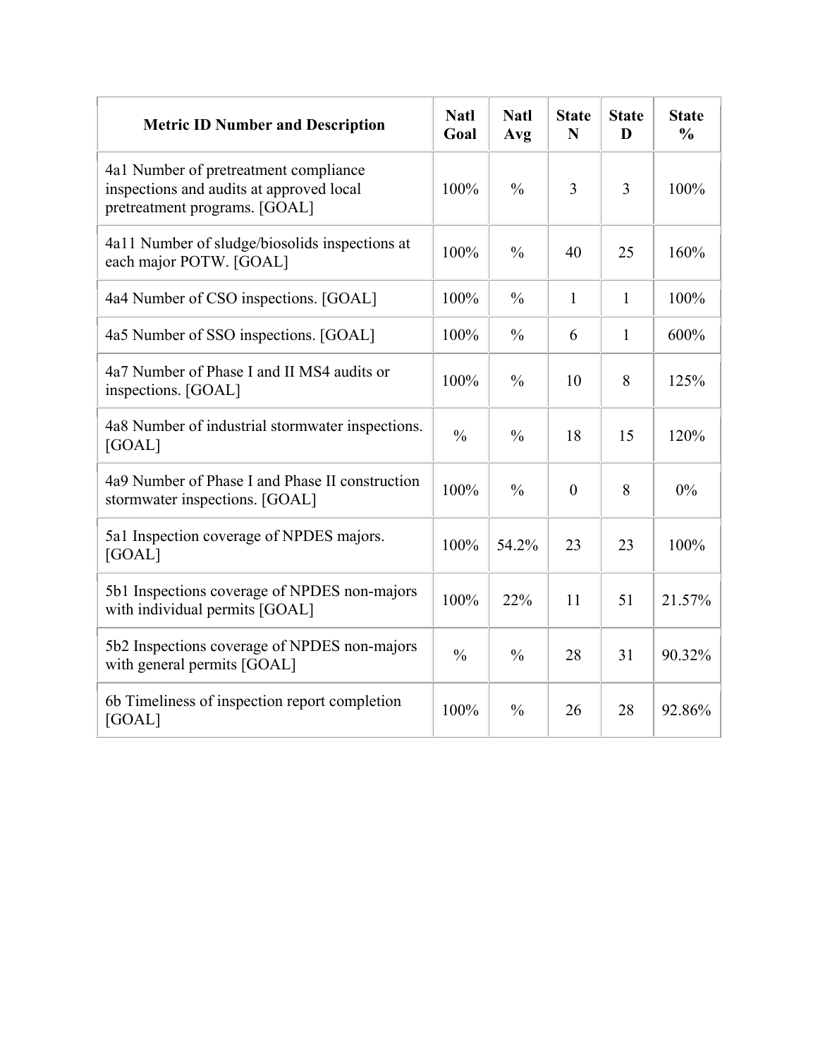| Metric ID Number and Description | Natl Goal | Natl Avg | State N | State D | State % |
|---|---|---|---|---|---|
| 4a1 Number of pretreatment compliance inspections and audits at approved local pretreatment programs. [GOAL] | 100% | % | 3 | 3 | 100% |
| 4a11 Number of sludge/biosolids inspections at each major POTW. [GOAL] | 100% | % | 40 | 25 | 160% |
| 4a4 Number of CSO inspections. [GOAL] | 100% | % | 1 | 1 | 100% |
| 4a5 Number of SSO inspections. [GOAL] | 100% | % | 6 | 1 | 600% |
| 4a7 Number of Phase I and II MS4 audits or inspections. [GOAL] | 100% | % | 10 | 8 | 125% |
| 4a8 Number of industrial stormwater inspections. [GOAL] | % | % | 18 | 15 | 120% |
| 4a9 Number of Phase I and Phase II construction stormwater inspections. [GOAL] | 100% | % | 0 | 8 | 0% |
| 5a1 Inspection coverage of NPDES majors. [GOAL] | 100% | 54.2% | 23 | 23 | 100% |
| 5b1 Inspections coverage of NPDES non-majors with individual permits [GOAL] | 100% | 22% | 11 | 51 | 21.57% |
| 5b2 Inspections coverage of NPDES non-majors with general permits [GOAL] | % | % | 28 | 31 | 90.32% |
| 6b Timeliness of inspection report completion [GOAL] | 100% | % | 26 | 28 | 92.86% |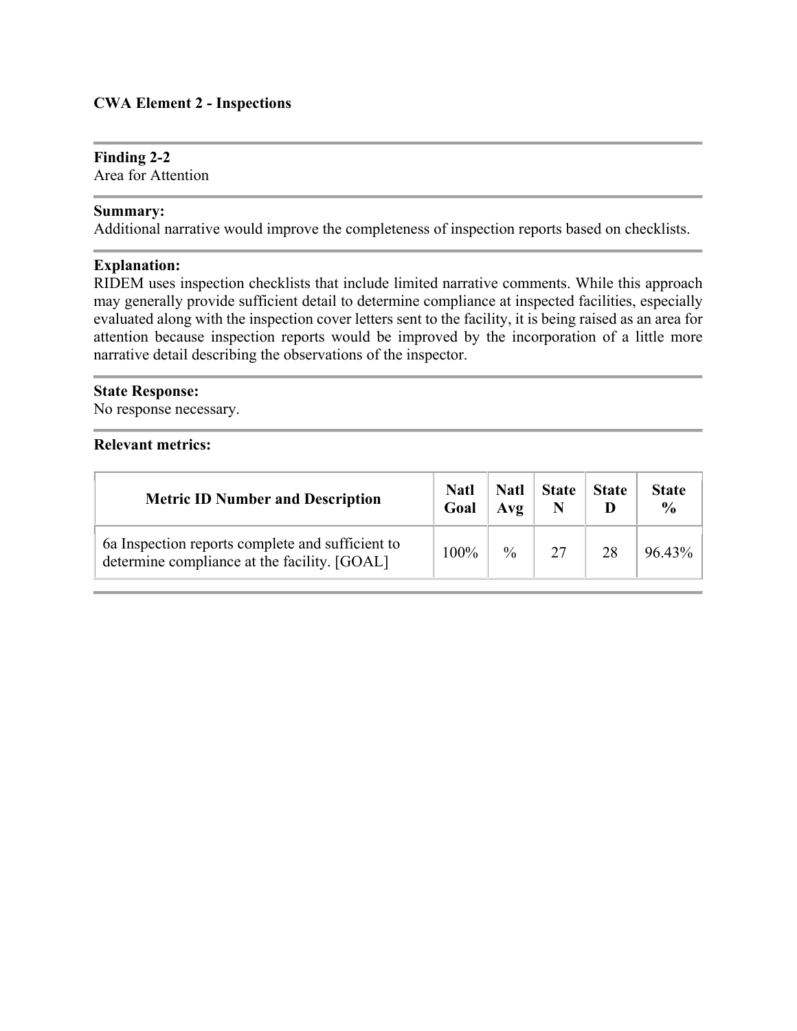### CWA Element 2 - Inspections

**Finding 2-2**
Area for Attention

**Summary:**
Additional narrative would improve the completeness of inspection reports based on checklists.

**Explanation:**
RIDEM uses inspection checklists that include limited narrative comments. While this approach may generally provide sufficient detail to determine compliance at inspected facilities, especially evaluated along with the inspection cover letters sent to the facility, it is being raised as an area for attention because inspection reports would be improved by the incorporation of a little more narrative detail describing the observations of the inspector.

**State Response:**
No response necessary.

**Relevant metrics:**

| Metric ID Number and Description | Natl Goal | Natl Avg | State N | State D | State % |
|---|---|---|---|---|---|
| 6a Inspection reports complete and sufficient to determine compliance at the facility. [GOAL] | 100% | % | 27 | 28 | 96.43% |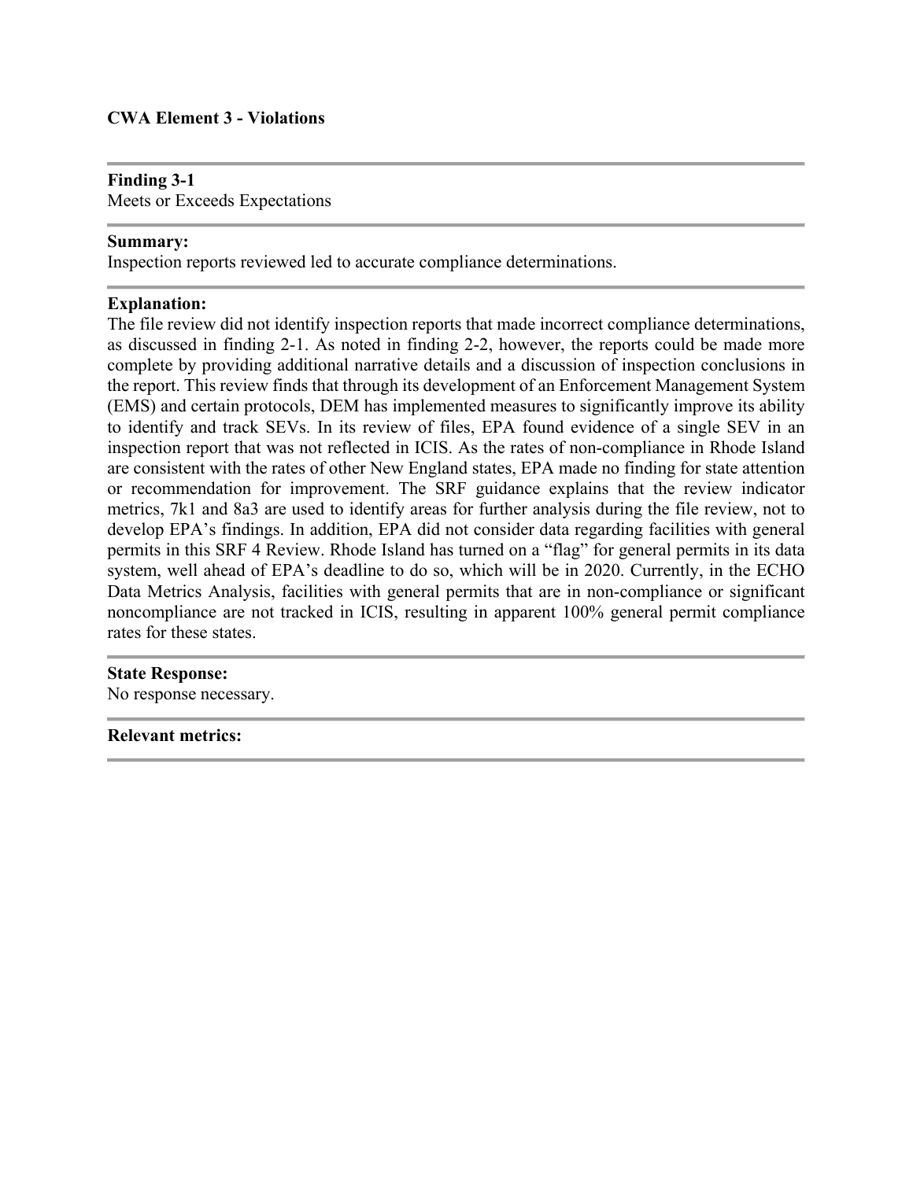**CWA Element 3 - Violations**

---

**Finding 3-1**
Meets or Exceeds Expectations

---

**Summary:**
Inspection reports reviewed led to accurate compliance determinations.

---

**Explanation:**
The file review did not identify inspection reports that made incorrect compliance determinations, as discussed in finding 2-1. As noted in finding 2-2, however, the reports could be made more complete by providing additional narrative details and a discussion of inspection conclusions in the report. This review finds that through its development of an Enforcement Management System (EMS) and certain protocols, DEM has implemented measures to significantly improve its ability to identify and track SEVs. In its review of files, EPA found evidence of a single SEV in an inspection report that was not reflected in ICIS. As the rates of non-compliance in Rhode Island are consistent with the rates of other New England states, EPA made no finding for state attention or recommendation for improvement. The SRF guidance explains that the review indicator metrics, 7k1 and 8a3 are used to identify areas for further analysis during the file review, not to develop EPA's findings. In addition, EPA did not consider data regarding facilities with general permits in this SRF 4 Review. Rhode Island has turned on a "flag" for general permits in its data system, well ahead of EPA's deadline to do so, which will be in 2020. Currently, in the ECHO Data Metrics Analysis, facilities with general permits that are in non-compliance or significant noncompliance are not tracked in ICIS, resulting in apparent 100% general permit compliance rates for these states.

---

**State Response:**
No response necessary.

---

**Relevant metrics:**

---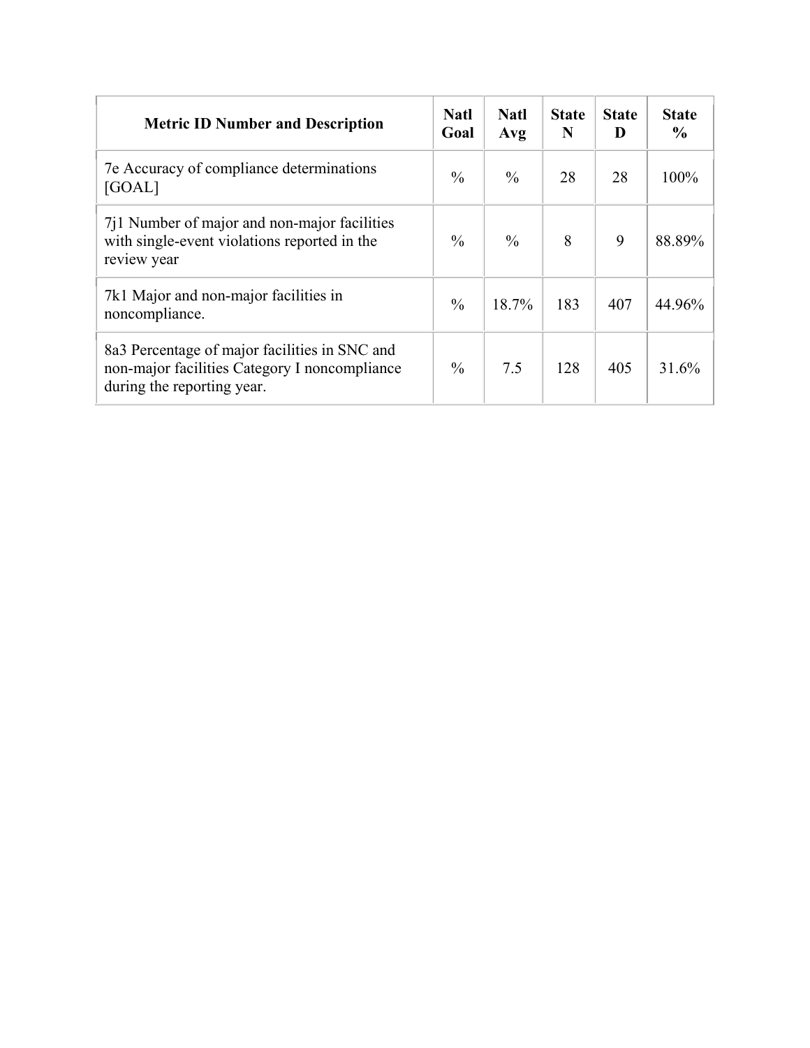| Metric ID Number and Description | Natl Goal | Natl Avg | State N | State D | State % |
|---|---|---|---|---|---|
| 7e Accuracy of compliance determinations [GOAL] | % | % | 28 | 28 | 100% |
| 7j1 Number of major and non-major facilities with single-event violations reported in the review year | % | % | 8 | 9 | 88.89% |
| 7k1 Major and non-major facilities in noncompliance. | % | 18.7% | 183 | 407 | 44.96% |
| 8a3 Percentage of major facilities in SNC and non-major facilities Category I noncompliance during the reporting year. | % | 7.5 | 128 | 405 | 31.6% |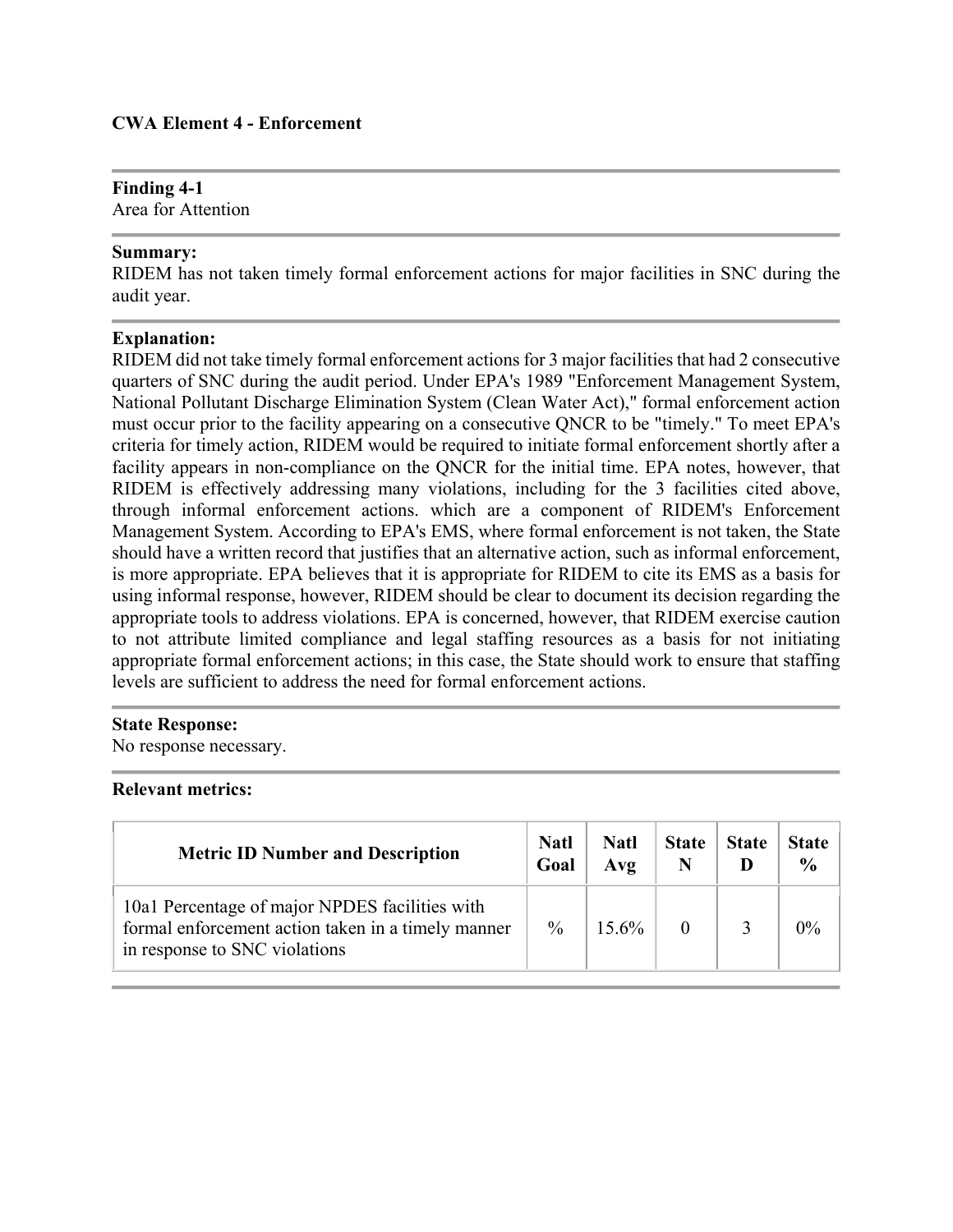**CWA Element 4 - Enforcement**

**Finding 4-1**
Area for Attention

**Summary:**
RIDEM has not taken timely formal enforcement actions for major facilities in SNC during the audit year.

**Explanation:**
RIDEM did not take timely formal enforcement actions for 3 major facilities that had 2 consecutive quarters of SNC during the audit period. Under EPA's 1989 "Enforcement Management System, National Pollutant Discharge Elimination System (Clean Water Act)," formal enforcement action must occur prior to the facility appearing on a consecutive QNCR to be "timely." To meet EPA's criteria for timely action, RIDEM would be required to initiate formal enforcement shortly after a facility appears in non-compliance on the QNCR for the initial time. EPA notes, however, that RIDEM is effectively addressing many violations, including for the 3 facilities cited above, through informal enforcement actions. which are a component of RIDEM's Enforcement Management System. According to EPA's EMS, where formal enforcement is not taken, the State should have a written record that justifies that an alternative action, such as informal enforcement, is more appropriate. EPA believes that it is appropriate for RIDEM to cite its EMS as a basis for using informal response, however, RIDEM should be clear to document its decision regarding the appropriate tools to address violations. EPA is concerned, however, that RIDEM exercise caution to not attribute limited compliance and legal staffing resources as a basis for not initiating appropriate formal enforcement actions; in this case, the State should work to ensure that staffing levels are sufficient to address the need for formal enforcement actions.

**State Response:**
No response necessary.

**Relevant metrics:**

| Metric ID Number and Description | Natl Goal | Natl Avg | State N | State D | State % |
|---|---|---|---|---|---|
| 10a1 Percentage of major NPDES facilities with formal enforcement action taken in a timely manner in response to SNC violations | % | 15.6% | 0 | 3 | 0% |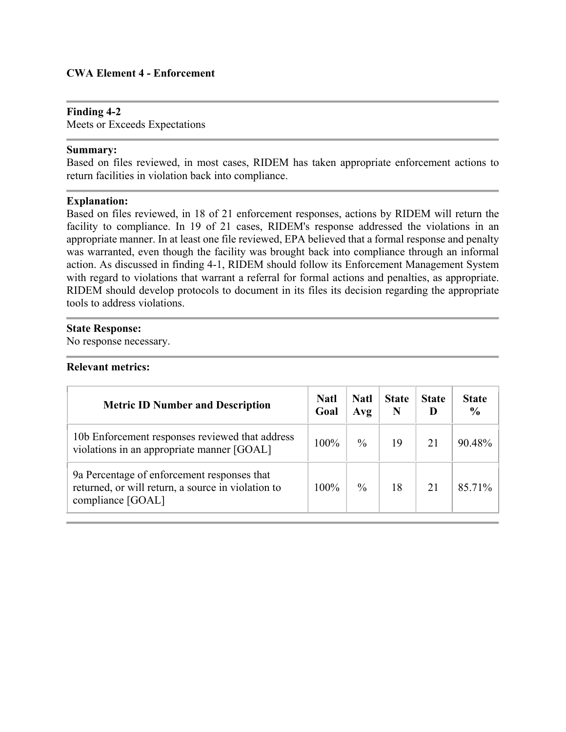**CWA Element 4 - Enforcement**

**Finding 4-2**
Meets or Exceeds Expectations

**Summary:**
Based on files reviewed, in most cases, RIDEM has taken appropriate enforcement actions to return facilities in violation back into compliance.

**Explanation:**
Based on files reviewed, in 18 of 21 enforcement responses, actions by RIDEM will return the facility to compliance. In 19 of 21 cases, RIDEM's response addressed the violations in an appropriate manner. In at least one file reviewed, EPA believed that a formal response and penalty was warranted, even though the facility was brought back into compliance through an informal action. As discussed in finding 4-1, RIDEM should follow its Enforcement Management System with regard to violations that warrant a referral for formal actions and penalties, as appropriate. RIDEM should develop protocols to document in its files its decision regarding the appropriate tools to address violations.

**State Response:**
No response necessary.

**Relevant metrics:**

| Metric ID Number and Description | Natl Goal | Natl Avg | State N | State D | State % |
|---|---|---|---|---|---|
| 10b Enforcement responses reviewed that address violations in an appropriate manner [GOAL] | 100% | % | 19 | 21 | 90.48% |
| 9a Percentage of enforcement responses that returned, or will return, a source in violation to compliance [GOAL] | 100% | % | 18 | 21 | 85.71% |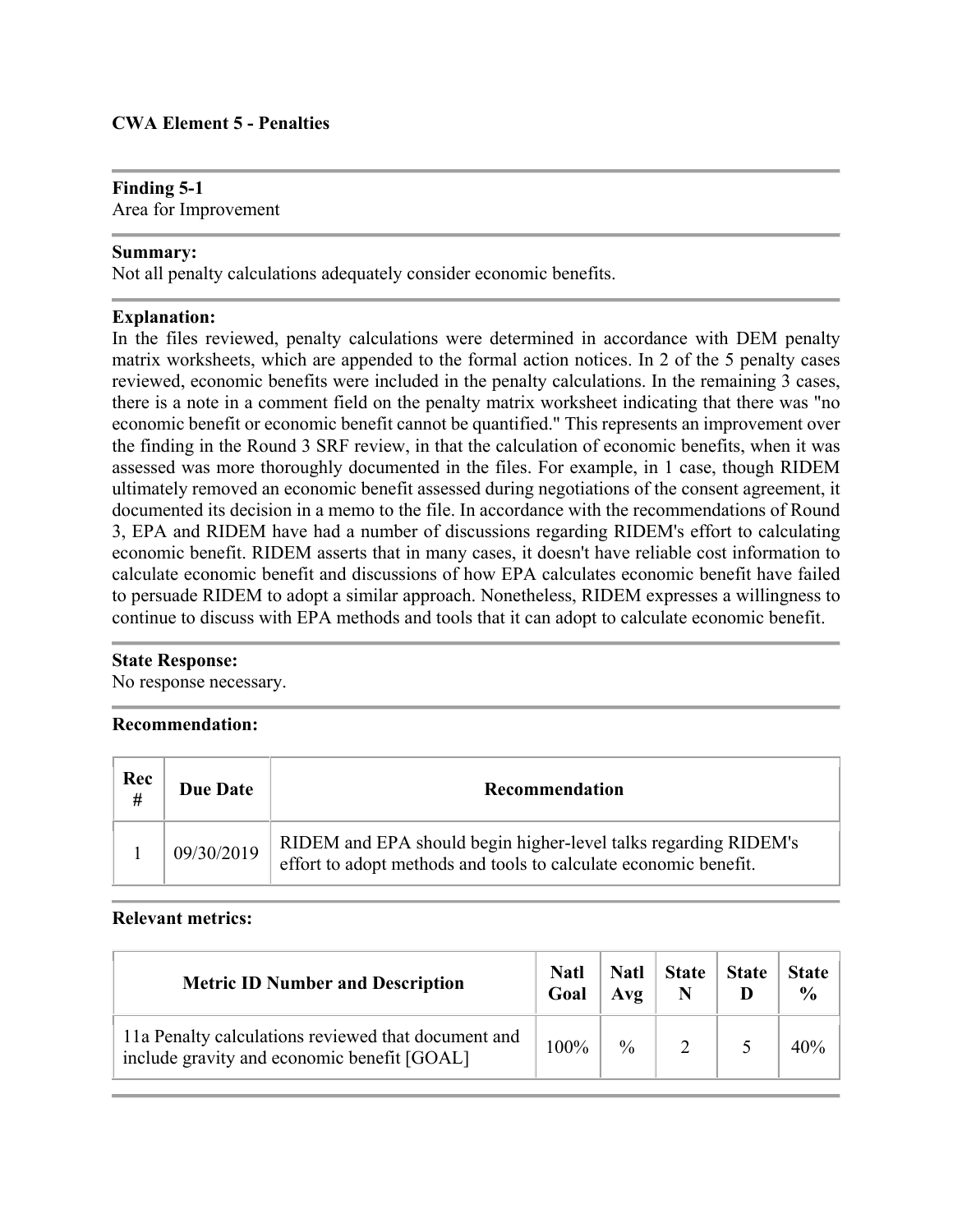**CWA Element 5 - Penalties**

**Finding 5-1**
Area for Improvement

**Summary:**
Not all penalty calculations adequately consider economic benefits.

**Explanation:**
In the files reviewed, penalty calculations were determined in accordance with DEM penalty matrix worksheets, which are appended to the formal action notices. In 2 of the 5 penalty cases reviewed, economic benefits were included in the penalty calculations. In the remaining 3 cases, there is a note in a comment field on the penalty matrix worksheet indicating that there was "no economic benefit or economic benefit cannot be quantified." This represents an improvement over the finding in the Round 3 SRF review, in that the calculation of economic benefits, when it was assessed was more thoroughly documented in the files. For example, in 1 case, though RIDEM ultimately removed an economic benefit assessed during negotiations of the consent agreement, it documented its decision in a memo to the file. In accordance with the recommendations of Round 3, EPA and RIDEM have had a number of discussions regarding RIDEM's effort to calculating economic benefit. RIDEM asserts that in many cases, it doesn't have reliable cost information to calculate economic benefit and discussions of how EPA calculates economic benefit have failed to persuade RIDEM to adopt a similar approach. Nonetheless, RIDEM expresses a willingness to continue to discuss with EPA methods and tools that it can adopt to calculate economic benefit.

**State Response:**
No response necessary.

**Recommendation:**

| Rec # | Due Date | Recommendation |
|---|---|---|
| 1 | 09/30/2019 | RIDEM and EPA should begin higher-level talks regarding RIDEM's effort to adopt methods and tools to calculate economic benefit. |

**Relevant metrics:**

| Metric ID Number and Description | Natl Goal | Natl Avg | State N | State D | State % |
|---|---|---|---|---|---|
| 11a Penalty calculations reviewed that document and include gravity and economic benefit [GOAL] | 100% | % | 2 | 5 | 40% |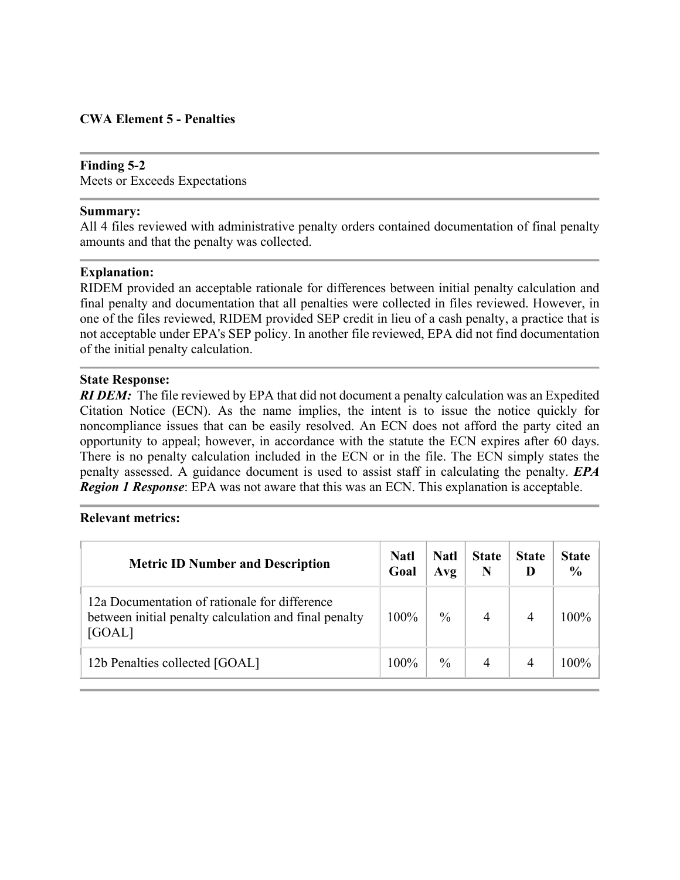**CWA Element 5 - Penalties**

**Finding 5-2**
Meets or Exceeds Expectations

**Summary:**
All 4 files reviewed with administrative penalty orders contained documentation of final penalty amounts and that the penalty was collected.

**Explanation:**
RIDEM provided an acceptable rationale for differences between initial penalty calculation and final penalty and documentation that all penalties were collected in files reviewed. However, in one of the files reviewed, RIDEM provided SEP credit in lieu of a cash penalty, a practice that is not acceptable under EPA's SEP policy. In another file reviewed, EPA did not find documentation of the initial penalty calculation.

**State Response:**
***RI DEM:*** The file reviewed by EPA that did not document a penalty calculation was an Expedited Citation Notice (ECN). As the name implies, the intent is to issue the notice quickly for noncompliance issues that can be easily resolved. An ECN does not afford the party cited an opportunity to appeal; however, in accordance with the statute the ECN expires after 60 days. There is no penalty calculation included in the ECN or in the file. The ECN simply states the penalty assessed. A guidance document is used to assist staff in calculating the penalty. ***EPA Region 1 Response***: EPA was not aware that this was an ECN. This explanation is acceptable.

**Relevant metrics:**

| Metric ID Number and Description | Natl Goal | Natl Avg | State N | State D | State % |
|---|---|---|---|---|---|
| 12a Documentation of rationale for difference between initial penalty calculation and final penalty [GOAL] | 100% | % | 4 | 4 | 100% |
| 12b Penalties collected [GOAL] | 100% | % | 4 | 4 | 100% |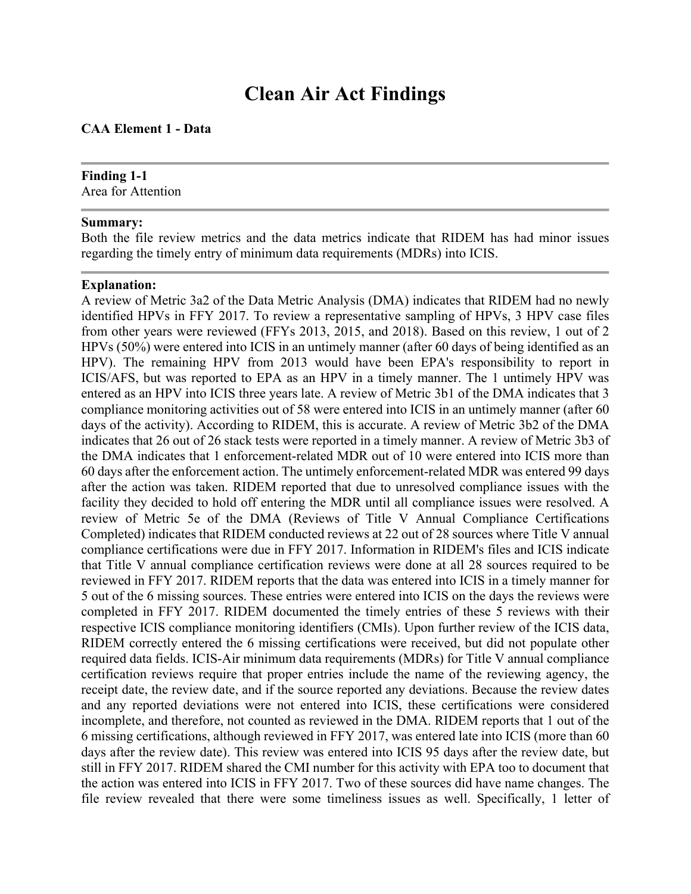# Clean Air Act Findings

**CAA Element 1 - Data**

---

**Finding 1-1**
Area for Attention

---

**Summary:**
Both the file review metrics and the data metrics indicate that RIDEM has had minor issues regarding the timely entry of minimum data requirements (MDRs) into ICIS.

---

**Explanation:**
A review of Metric 3a2 of the Data Metric Analysis (DMA) indicates that RIDEM had no newly identified HPVs in FFY 2017. To review a representative sampling of HPVs, 3 HPV case files from other years were reviewed (FFYs 2013, 2015, and 2018). Based on this review, 1 out of 2 HPVs (50%) were entered into ICIS in an untimely manner (after 60 days of being identified as an HPV). The remaining HPV from 2013 would have been EPA's responsibility to report in ICIS/AFS, but was reported to EPA as an HPV in a timely manner. The 1 untimely HPV was entered as an HPV into ICIS three years late. A review of Metric 3b1 of the DMA indicates that 3 compliance monitoring activities out of 58 were entered into ICIS in an untimely manner (after 60 days of the activity). According to RIDEM, this is accurate. A review of Metric 3b2 of the DMA indicates that 26 out of 26 stack tests were reported in a timely manner. A review of Metric 3b3 of the DMA indicates that 1 enforcement-related MDR out of 10 were entered into ICIS more than 60 days after the enforcement action. The untimely enforcement-related MDR was entered 99 days after the action was taken. RIDEM reported that due to unresolved compliance issues with the facility they decided to hold off entering the MDR until all compliance issues were resolved. A review of Metric 5e of the DMA (Reviews of Title V Annual Compliance Certifications Completed) indicates that RIDEM conducted reviews at 22 out of 28 sources where Title V annual compliance certifications were due in FFY 2017. Information in RIDEM's files and ICIS indicate that Title V annual compliance certification reviews were done at all 28 sources required to be reviewed in FFY 2017. RIDEM reports that the data was entered into ICIS in a timely manner for 5 out of the 6 missing sources. These entries were entered into ICIS on the days the reviews were completed in FFY 2017. RIDEM documented the timely entries of these 5 reviews with their respective ICIS compliance monitoring identifiers (CMIs). Upon further review of the ICIS data, RIDEM correctly entered the 6 missing certifications were received, but did not populate other required data fields. ICIS-Air minimum data requirements (MDRs) for Title V annual compliance certification reviews require that proper entries include the name of the reviewing agency, the receipt date, the review date, and if the source reported any deviations. Because the review dates and any reported deviations were not entered into ICIS, these certifications were considered incomplete, and therefore, not counted as reviewed in the DMA. RIDEM reports that 1 out of the 6 missing certifications, although reviewed in FFY 2017, was entered late into ICIS (more than 60 days after the review date). This review was entered into ICIS 95 days after the review date, but still in FFY 2017. RIDEM shared the CMI number for this activity with EPA too to document that the action was entered into ICIS in FFY 2017. Two of these sources did have name changes. The file review revealed that there were some timeliness issues as well. Specifically, 1 letter of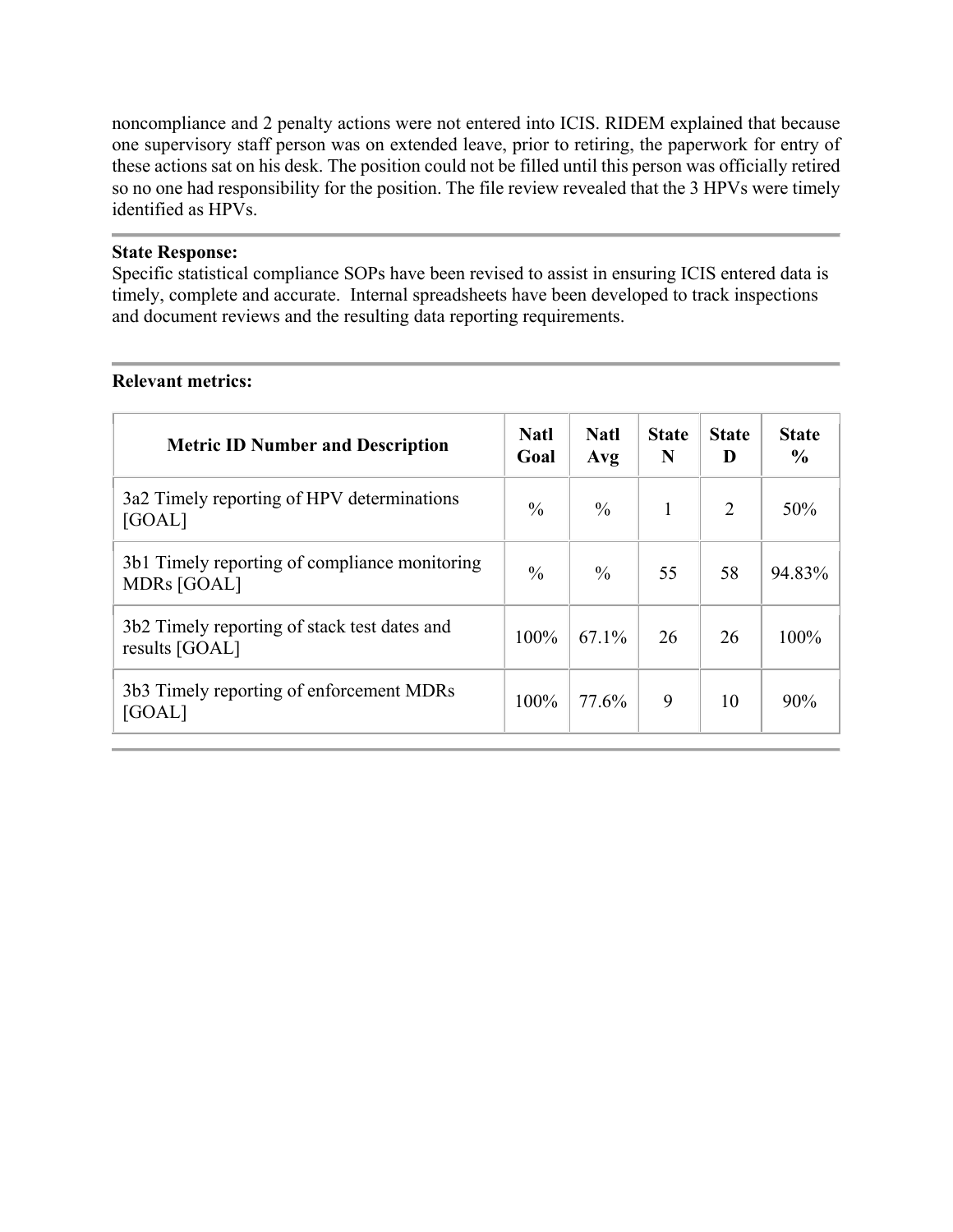noncompliance and 2 penalty actions were not entered into ICIS. RIDEM explained that because one supervisory staff person was on extended leave, prior to retiring, the paperwork for entry of these actions sat on his desk. The position could not be filled until this person was officially retired so no one had responsibility for the position. The file review revealed that the 3 HPVs were timely identified as HPVs.

**State Response:**
Specific statistical compliance SOPs have been revised to assist in ensuring ICIS entered data is timely, complete and accurate. Internal spreadsheets have been developed to track inspections and document reviews and the resulting data reporting requirements.

**Relevant metrics:**

| Metric ID Number and Description | Natl Goal | Natl Avg | State N | State D | State % |
|---|---|---|---|---|---|
| 3a2 Timely reporting of HPV determinations [GOAL] | % | % | 1 | 2 | 50% |
| 3b1 Timely reporting of compliance monitoring MDRs [GOAL] | % | % | 55 | 58 | 94.83% |
| 3b2 Timely reporting of stack test dates and results [GOAL] | 100% | 67.1% | 26 | 26 | 100% |
| 3b3 Timely reporting of enforcement MDRs [GOAL] | 100% | 77.6% | 9 | 10 | 90% |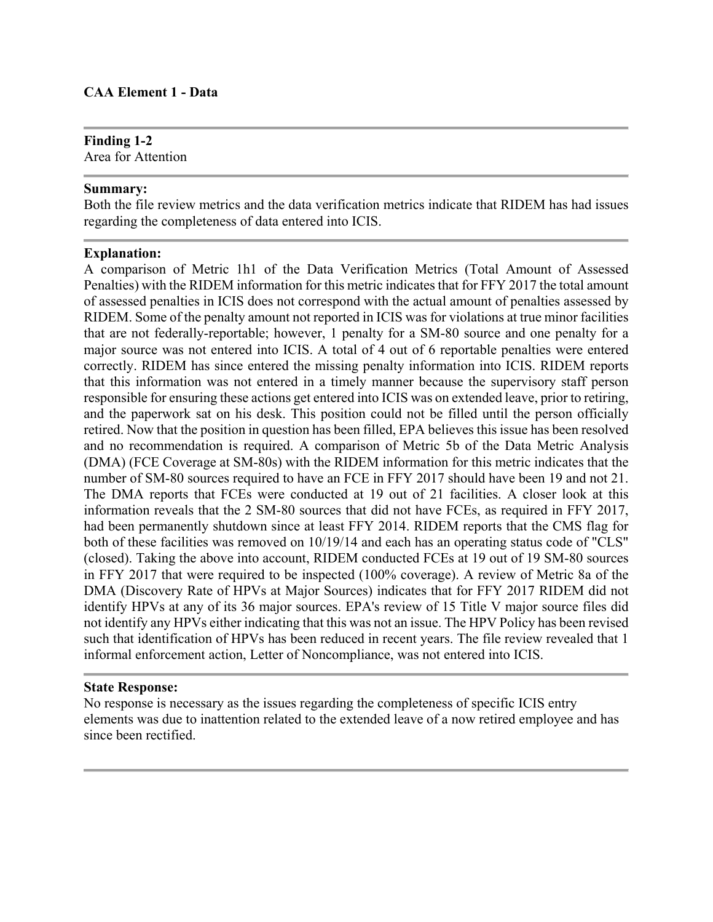**CAA Element 1 - Data**

---

**Finding 1-2**
Area for Attention

---

**Summary:**
Both the file review metrics and the data verification metrics indicate that RIDEM has had issues regarding the completeness of data entered into ICIS.

---

**Explanation:**
A comparison of Metric 1h1 of the Data Verification Metrics (Total Amount of Assessed Penalties) with the RIDEM information for this metric indicates that for FFY 2017 the total amount of assessed penalties in ICIS does not correspond with the actual amount of penalties assessed by RIDEM. Some of the penalty amount not reported in ICIS was for violations at true minor facilities that are not federally-reportable; however, 1 penalty for a SM-80 source and one penalty for a major source was not entered into ICIS. A total of 4 out of 6 reportable penalties were entered correctly. RIDEM has since entered the missing penalty information into ICIS. RIDEM reports that this information was not entered in a timely manner because the supervisory staff person responsible for ensuring these actions get entered into ICIS was on extended leave, prior to retiring, and the paperwork sat on his desk. This position could not be filled until the person officially retired. Now that the position in question has been filled, EPA believes this issue has been resolved and no recommendation is required. A comparison of Metric 5b of the Data Metric Analysis (DMA) (FCE Coverage at SM-80s) with the RIDEM information for this metric indicates that the number of SM-80 sources required to have an FCE in FFY 2017 should have been 19 and not 21. The DMA reports that FCEs were conducted at 19 out of 21 facilities. A closer look at this information reveals that the 2 SM-80 sources that did not have FCEs, as required in FFY 2017, had been permanently shutdown since at least FFY 2014. RIDEM reports that the CMS flag for both of these facilities was removed on 10/19/14 and each has an operating status code of "CLS" (closed). Taking the above into account, RIDEM conducted FCEs at 19 out of 19 SM-80 sources in FFY 2017 that were required to be inspected (100% coverage). A review of Metric 8a of the DMA (Discovery Rate of HPVs at Major Sources) indicates that for FFY 2017 RIDEM did not identify HPVs at any of its 36 major sources. EPA's review of 15 Title V major source files did not identify any HPVs either indicating that this was not an issue. The HPV Policy has been revised such that identification of HPVs has been reduced in recent years. The file review revealed that 1 informal enforcement action, Letter of Noncompliance, was not entered into ICIS.

---

**State Response:**
No response is necessary as the issues regarding the completeness of specific ICIS entry elements was due to inattention related to the extended leave of a now retired employee and has since been rectified.

---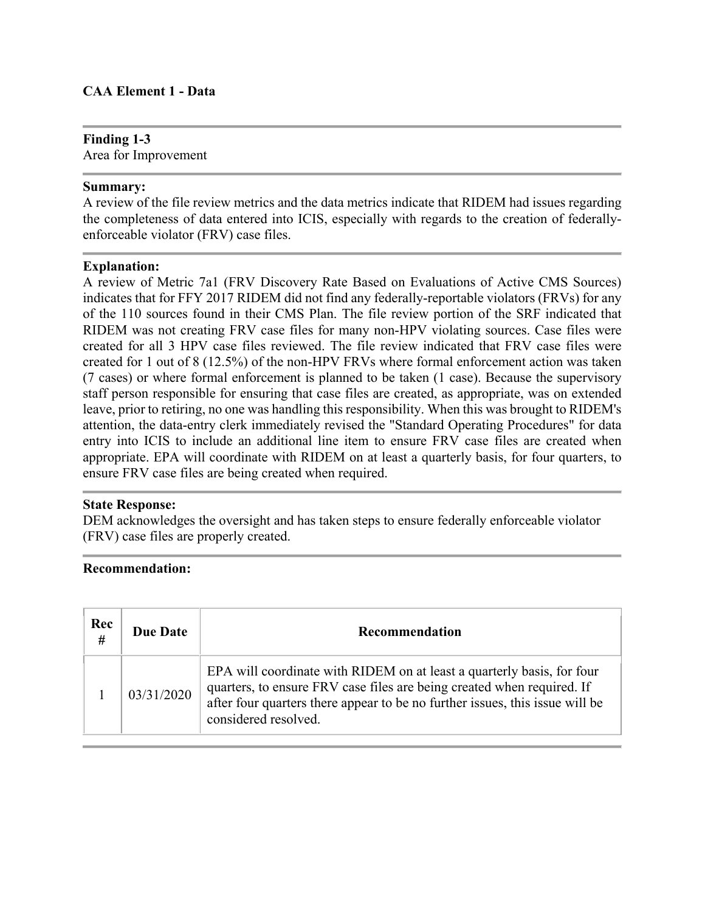**CAA Element 1 - Data**

---

**Finding 1-3**
Area for Improvement

---

**Summary:**
A review of the file review metrics and the data metrics indicate that RIDEM had issues regarding the completeness of data entered into ICIS, especially with regards to the creation of federally-enforceable violator (FRV) case files.

---

**Explanation:**
A review of Metric 7a1 (FRV Discovery Rate Based on Evaluations of Active CMS Sources) indicates that for FFY 2017 RIDEM did not find any federally-reportable violators (FRVs) for any of the 110 sources found in their CMS Plan. The file review portion of the SRF indicated that RIDEM was not creating FRV case files for many non-HPV violating sources. Case files were created for all 3 HPV case files reviewed. The file review indicated that FRV case files were created for 1 out of 8 (12.5%) of the non-HPV FRVs where formal enforcement action was taken (7 cases) or where formal enforcement is planned to be taken (1 case). Because the supervisory staff person responsible for ensuring that case files are created, as appropriate, was on extended leave, prior to retiring, no one was handling this responsibility. When this was brought to RIDEM's attention, the data-entry clerk immediately revised the "Standard Operating Procedures" for data entry into ICIS to include an additional line item to ensure FRV case files are created when appropriate. EPA will coordinate with RIDEM on at least a quarterly basis, for four quarters, to ensure FRV case files are being created when required.

---

**State Response:**
DEM acknowledges the oversight and has taken steps to ensure federally enforceable violator (FRV) case files are properly created.

---

**Recommendation:**

| Rec # | Due Date | Recommendation |
|---|---|---|
| 1 | 03/31/2020 | EPA will coordinate with RIDEM on at least a quarterly basis, for four quarters, to ensure FRV case files are being created when required. If after four quarters there appear to be no further issues, this issue will be considered resolved. |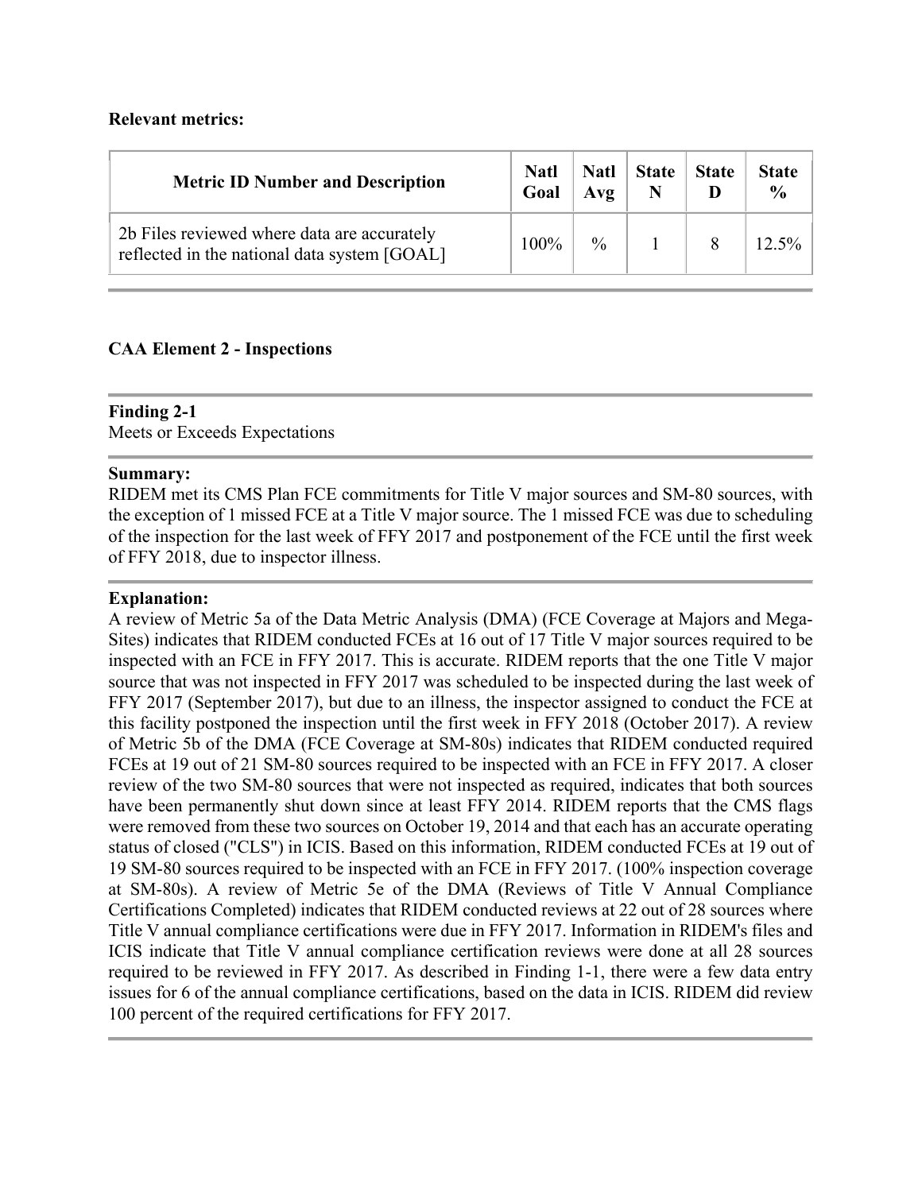**Relevant metrics:**

| Metric ID Number and Description | Natl Goal | Natl Avg | State N | State D | State % |
|---|---|---|---|---|---|
| 2b Files reviewed where data are accurately reflected in the national data system [GOAL] | 100% | % | 1 | 8 | 12.5% |

**CAA Element 2 - Inspections**

**Finding 2-1**
Meets or Exceeds Expectations

**Summary:**
RIDEM met its CMS Plan FCE commitments for Title V major sources and SM-80 sources, with the exception of 1 missed FCE at a Title V major source. The 1 missed FCE was due to scheduling of the inspection for the last week of FFY 2017 and postponement of the FCE until the first week of FFY 2018, due to inspector illness.

**Explanation:**
A review of Metric 5a of the Data Metric Analysis (DMA) (FCE Coverage at Majors and Mega-Sites) indicates that RIDEM conducted FCEs at 16 out of 17 Title V major sources required to be inspected with an FCE in FFY 2017. This is accurate. RIDEM reports that the one Title V major source that was not inspected in FFY 2017 was scheduled to be inspected during the last week of FFY 2017 (September 2017), but due to an illness, the inspector assigned to conduct the FCE at this facility postponed the inspection until the first week in FFY 2018 (October 2017). A review of Metric 5b of the DMA (FCE Coverage at SM-80s) indicates that RIDEM conducted required FCEs at 19 out of 21 SM-80 sources required to be inspected with an FCE in FFY 2017. A closer review of the two SM-80 sources that were not inspected as required, indicates that both sources have been permanently shut down since at least FFY 2014. RIDEM reports that the CMS flags were removed from these two sources on October 19, 2014 and that each has an accurate operating status of closed ("CLS") in ICIS. Based on this information, RIDEM conducted FCEs at 19 out of 19 SM-80 sources required to be inspected with an FCE in FFY 2017. (100% inspection coverage at SM-80s). A review of Metric 5e of the DMA (Reviews of Title V Annual Compliance Certifications Completed) indicates that RIDEM conducted reviews at 22 out of 28 sources where Title V annual compliance certifications were due in FFY 2017. Information in RIDEM's files and ICIS indicate that Title V annual compliance certification reviews were done at all 28 sources required to be reviewed in FFY 2017. As described in Finding 1-1, there were a few data entry issues for 6 of the annual compliance certifications, based on the data in ICIS. RIDEM did review 100 percent of the required certifications for FFY 2017.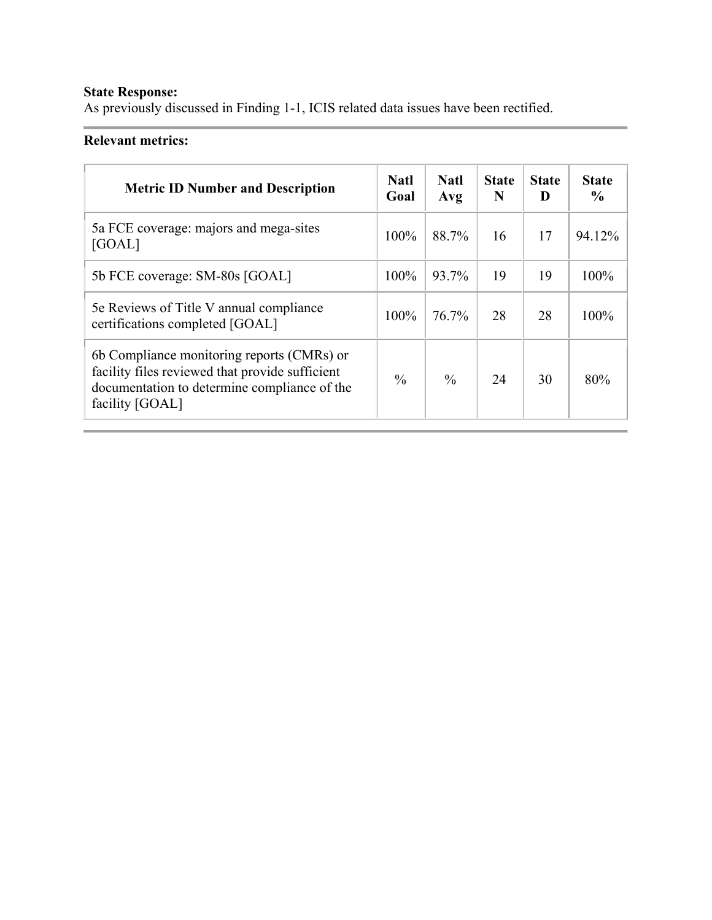**State Response:**
As previously discussed in Finding 1-1, ICIS related data issues have been rectified.

---

**Relevant metrics:**

| Metric ID Number and Description | Natl Goal | Natl Avg | State N | State D | State % |
|---|---|---|---|---|---|
| 5a FCE coverage: majors and mega-sites [GOAL] | 100% | 88.7% | 16 | 17 | 94.12% |
| 5b FCE coverage: SM-80s [GOAL] | 100% | 93.7% | 19 | 19 | 100% |
| 5e Reviews of Title V annual compliance certifications completed [GOAL] | 100% | 76.7% | 28 | 28 | 100% |
| 6b Compliance monitoring reports (CMRs) or facility files reviewed that provide sufficient documentation to determine compliance of the facility [GOAL] | % | % | 24 | 30 | 80% |

---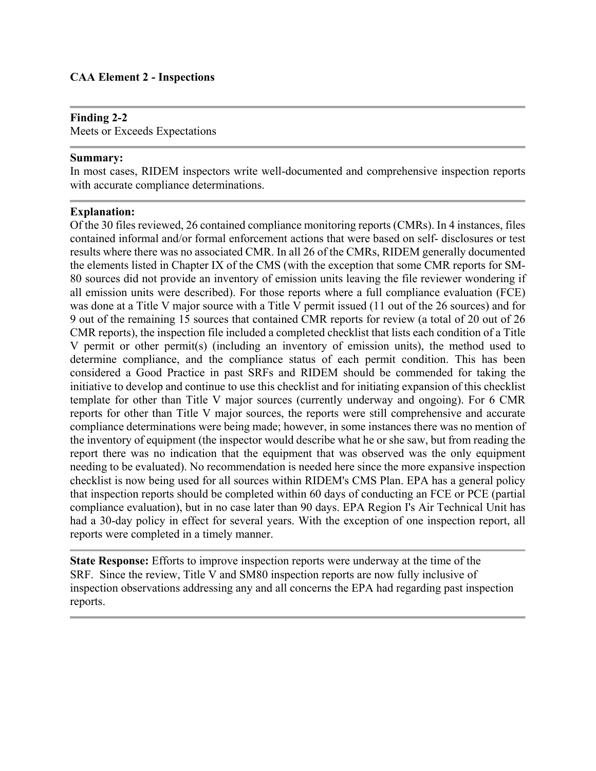**CAA Element 2 - Inspections**

---

**Finding 2-2**
Meets or Exceeds Expectations

---

**Summary:**
In most cases, RIDEM inspectors write well-documented and comprehensive inspection reports with accurate compliance determinations.

---

**Explanation:**
Of the 30 files reviewed, 26 contained compliance monitoring reports (CMRs). In 4 instances, files contained informal and/or formal enforcement actions that were based on self- disclosures or test results where there was no associated CMR. In all 26 of the CMRs, RIDEM generally documented the elements listed in Chapter IX of the CMS (with the exception that some CMR reports for SM-80 sources did not provide an inventory of emission units leaving the file reviewer wondering if all emission units were described). For those reports where a full compliance evaluation (FCE) was done at a Title V major source with a Title V permit issued (11 out of the 26 sources) and for 9 out of the remaining 15 sources that contained CMR reports for review (a total of 20 out of 26 CMR reports), the inspection file included a completed checklist that lists each condition of a Title V permit or other permit(s) (including an inventory of emission units), the method used to determine compliance, and the compliance status of each permit condition. This has been considered a Good Practice in past SRFs and RIDEM should be commended for taking the initiative to develop and continue to use this checklist and for initiating expansion of this checklist template for other than Title V major sources (currently underway and ongoing). For 6 CMR reports for other than Title V major sources, the reports were still comprehensive and accurate compliance determinations were being made; however, in some instances there was no mention of the inventory of equipment (the inspector would describe what he or she saw, but from reading the report there was no indication that the equipment that was observed was the only equipment needing to be evaluated). No recommendation is needed here since the more expansive inspection checklist is now being used for all sources within RIDEM's CMS Plan. EPA has a general policy that inspection reports should be completed within 60 days of conducting an FCE or PCE (partial compliance evaluation), but in no case later than 90 days. EPA Region I's Air Technical Unit has had a 30-day policy in effect for several years. With the exception of one inspection report, all reports were completed in a timely manner.

---

**State Response:** Efforts to improve inspection reports were underway at the time of the SRF. Since the review, Title V and SM80 inspection reports are now fully inclusive of inspection observations addressing any and all concerns the EPA had regarding past inspection reports.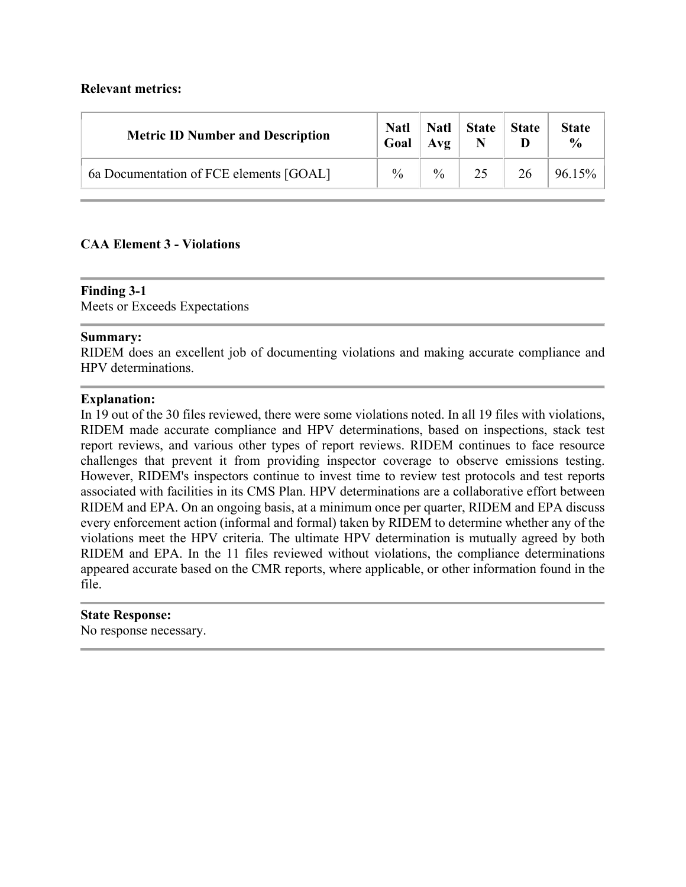**Relevant metrics:**

| Metric ID Number and Description | Natl Goal | Natl Avg | State N | State D | State % |
|---|---|---|---|---|---|
| 6a Documentation of FCE elements [GOAL] | % | % | 25 | 26 | 96.15% |

**CAA Element 3 - Violations**

**Finding 3-1**
Meets or Exceeds Expectations

**Summary:**
RIDEM does an excellent job of documenting violations and making accurate compliance and HPV determinations.

**Explanation:**
In 19 out of the 30 files reviewed, there were some violations noted. In all 19 files with violations, RIDEM made accurate compliance and HPV determinations, based on inspections, stack test report reviews, and various other types of report reviews. RIDEM continues to face resource challenges that prevent it from providing inspector coverage to observe emissions testing. However, RIDEM's inspectors continue to invest time to review test protocols and test reports associated with facilities in its CMS Plan. HPV determinations are a collaborative effort between RIDEM and EPA. On an ongoing basis, at a minimum once per quarter, RIDEM and EPA discuss every enforcement action (informal and formal) taken by RIDEM to determine whether any of the violations meet the HPV criteria. The ultimate HPV determination is mutually agreed by both RIDEM and EPA. In the 11 files reviewed without violations, the compliance determinations appeared accurate based on the CMR reports, where applicable, or other information found in the file.

**State Response:**
No response necessary.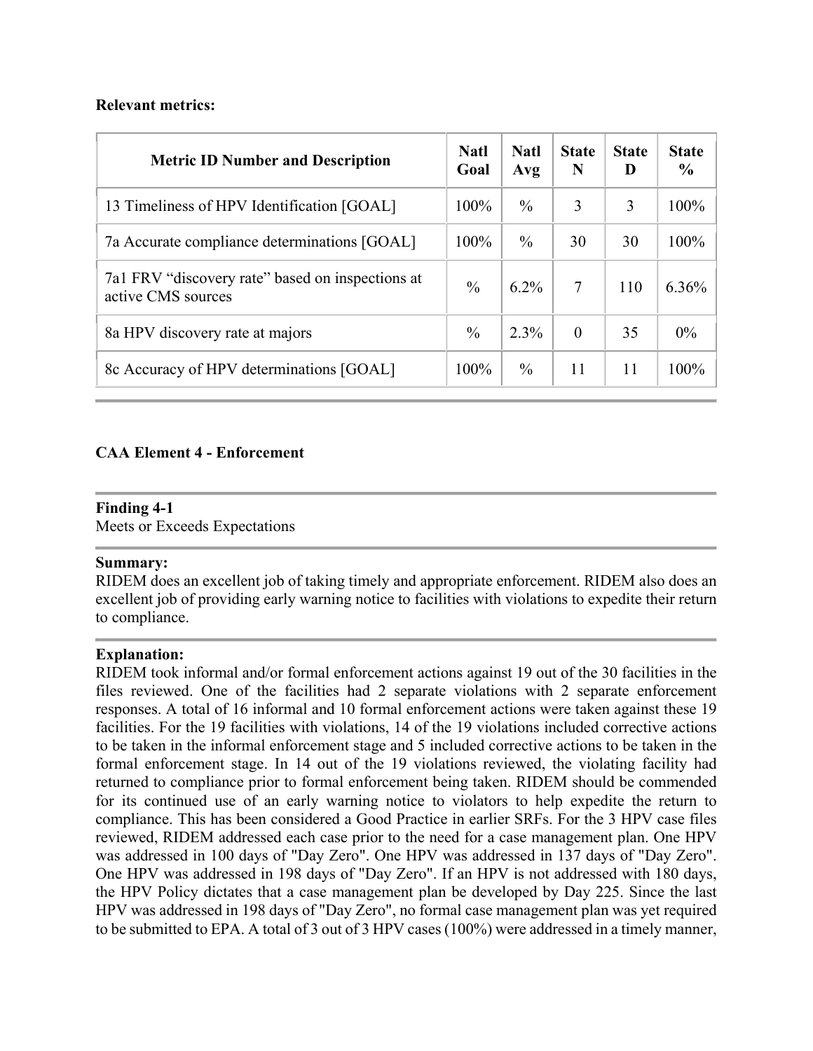**Relevant metrics:**

| Metric ID Number and Description | Natl Goal | Natl Avg | State N | State D | State % |
|---|---|---|---|---|---|
| 13 Timeliness of HPV Identification [GOAL] | 100% | % | 3 | 3 | 100% |
| 7a Accurate compliance determinations [GOAL] | 100% | % | 30 | 30 | 100% |
| 7a1 FRV "discovery rate" based on inspections at active CMS sources | % | 6.2% | 7 | 110 | 6.36% |
| 8a HPV discovery rate at majors | % | 2.3% | 0 | 35 | 0% |
| 8c Accuracy of HPV determinations [GOAL] | 100% | % | 11 | 11 | 100% |

## CAA Element 4 - Enforcement

**Finding 4-1**
Meets or Exceeds Expectations

**Summary:**
RIDEM does an excellent job of taking timely and appropriate enforcement. RIDEM also does an excellent job of providing early warning notice to facilities with violations to expedite their return to compliance.

**Explanation:**
RIDEM took informal and/or formal enforcement actions against 19 out of the 30 facilities in the files reviewed. One of the facilities had 2 separate violations with 2 separate enforcement responses. A total of 16 informal and 10 formal enforcement actions were taken against these 19 facilities. For the 19 facilities with violations, 14 of the 19 violations included corrective actions to be taken in the informal enforcement stage and 5 included corrective actions to be taken in the formal enforcement stage. In 14 out of the 19 violations reviewed, the violating facility had returned to compliance prior to formal enforcement being taken. RIDEM should be commended for its continued use of an early warning notice to violators to help expedite the return to compliance. This has been considered a Good Practice in earlier SRFs. For the 3 HPV case files reviewed, RIDEM addressed each case prior to the need for a case management plan. One HPV was addressed in 100 days of "Day Zero". One HPV was addressed in 137 days of "Day Zero". One HPV was addressed in 198 days of "Day Zero". If an HPV is not addressed with 180 days, the HPV Policy dictates that a case management plan be developed by Day 225. Since the last HPV was addressed in 198 days of "Day Zero", no formal case management plan was yet required to be submitted to EPA. A total of 3 out of 3 HPV cases (100%) were addressed in a timely manner,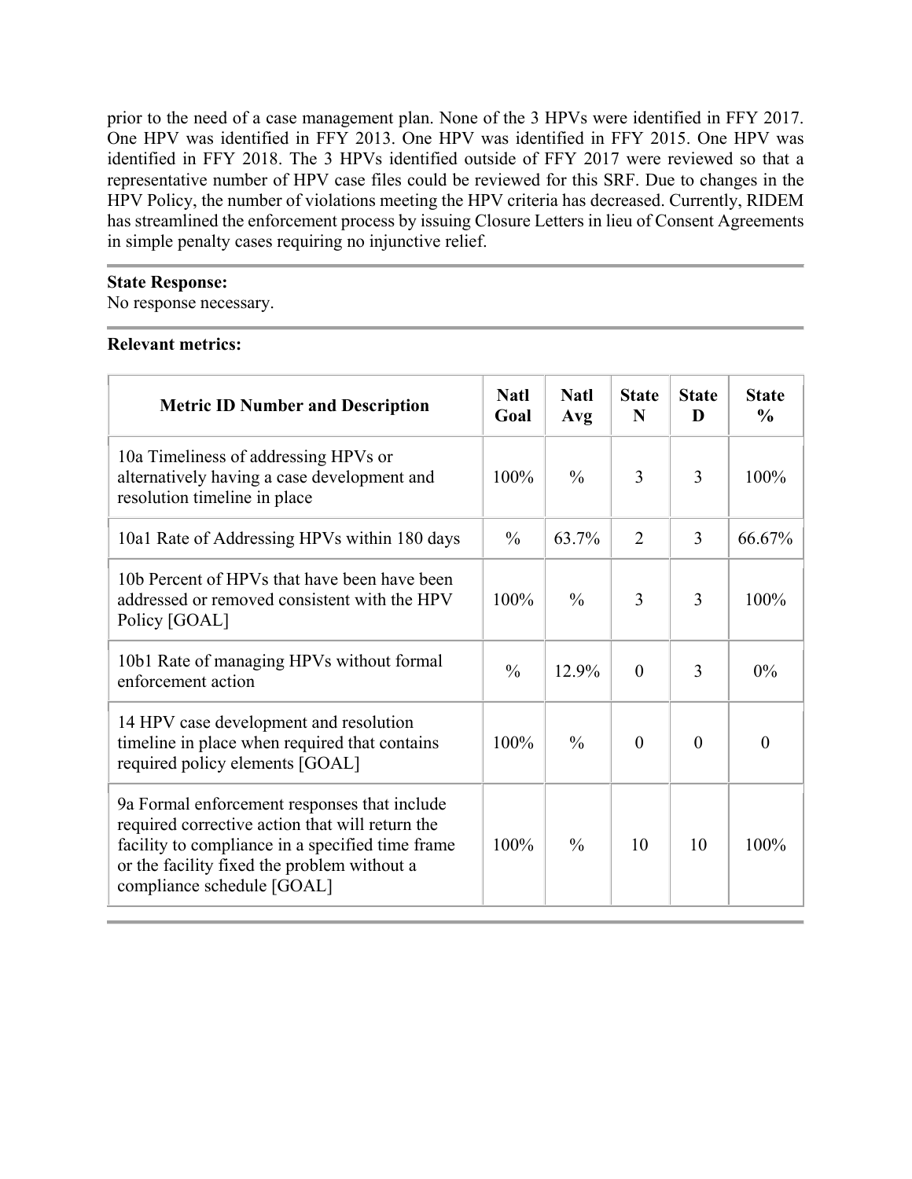prior to the need of a case management plan. None of the 3 HPVs were identified in FFY 2017. One HPV was identified in FFY 2013. One HPV was identified in FFY 2015. One HPV was identified in FFY 2018. The 3 HPVs identified outside of FFY 2017 were reviewed so that a representative number of HPV case files could be reviewed for this SRF. Due to changes in the HPV Policy, the number of violations meeting the HPV criteria has decreased. Currently, RIDEM has streamlined the enforcement process by issuing Closure Letters in lieu of Consent Agreements in simple penalty cases requiring no injunctive relief.

**State Response:**
No response necessary.

**Relevant metrics:**

| Metric ID Number and Description | Natl Goal | Natl Avg | State N | State D | State % |
|---|---|---|---|---|---|
| 10a Timeliness of addressing HPVs or alternatively having a case development and resolution timeline in place | 100% | % | 3 | 3 | 100% |
| 10a1 Rate of Addressing HPVs within 180 days | % | 63.7% | 2 | 3 | 66.67% |
| 10b Percent of HPVs that have been have been addressed or removed consistent with the HPV Policy [GOAL] | 100% | % | 3 | 3 | 100% |
| 10b1 Rate of managing HPVs without formal enforcement action | % | 12.9% | 0 | 3 | 0% |
| 14 HPV case development and resolution timeline in place when required that contains required policy elements [GOAL] | 100% | % | 0 | 0 | 0 |
| 9a Formal enforcement responses that include required corrective action that will return the facility to compliance in a specified time frame or the facility fixed the problem without a compliance schedule [GOAL] | 100% | % | 10 | 10 | 100% |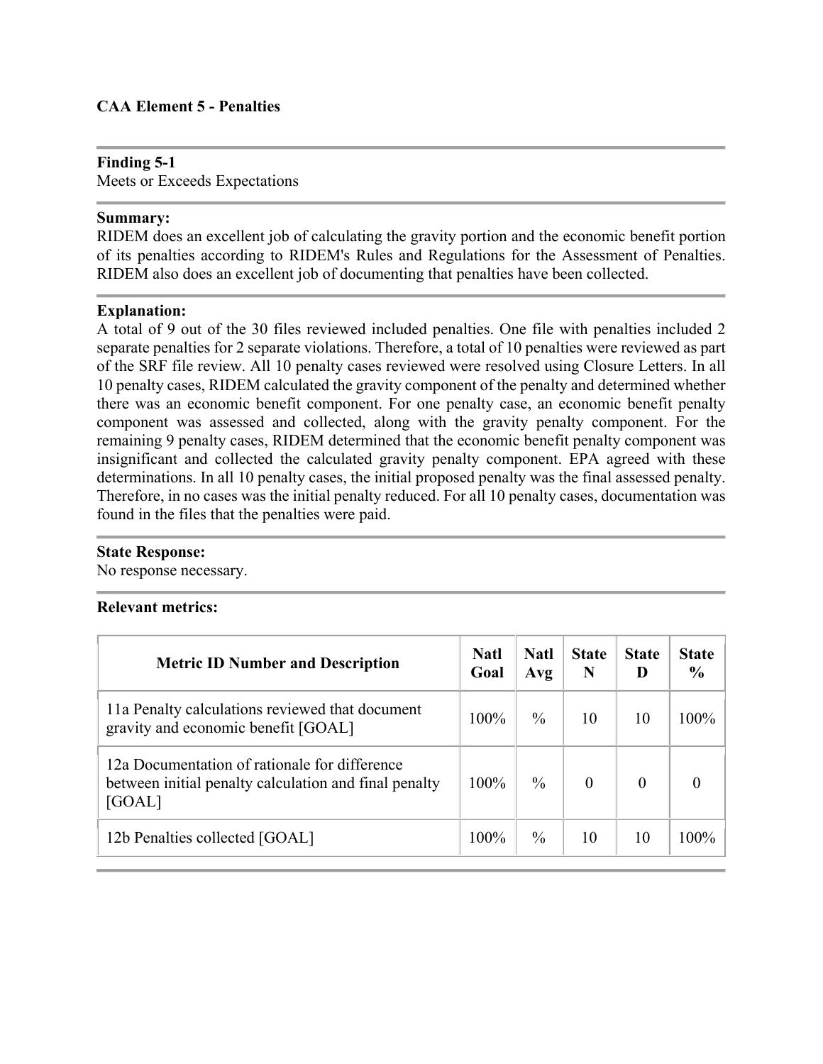**CAA Element 5 - Penalties**

**Finding 5-1**
Meets or Exceeds Expectations

**Summary:**
RIDEM does an excellent job of calculating the gravity portion and the economic benefit portion of its penalties according to RIDEM's Rules and Regulations for the Assessment of Penalties. RIDEM also does an excellent job of documenting that penalties have been collected.

**Explanation:**
A total of 9 out of the 30 files reviewed included penalties. One file with penalties included 2 separate penalties for 2 separate violations. Therefore, a total of 10 penalties were reviewed as part of the SRF file review. All 10 penalty cases reviewed were resolved using Closure Letters. In all 10 penalty cases, RIDEM calculated the gravity component of the penalty and determined whether there was an economic benefit component. For one penalty case, an economic benefit penalty component was assessed and collected, along with the gravity penalty component. For the remaining 9 penalty cases, RIDEM determined that the economic benefit penalty component was insignificant and collected the calculated gravity penalty component. EPA agreed with these determinations. In all 10 penalty cases, the initial proposed penalty was the final assessed penalty. Therefore, in no cases was the initial penalty reduced. For all 10 penalty cases, documentation was found in the files that the penalties were paid.

**State Response:**
No response necessary.

**Relevant metrics:**

| Metric ID Number and Description | Natl Goal | Natl Avg | State N | State D | State % |
|---|---|---|---|---|---|
| 11a Penalty calculations reviewed that document gravity and economic benefit [GOAL] | 100% | % | 10 | 10 | 100% |
| 12a Documentation of rationale for difference between initial penalty calculation and final penalty [GOAL] | 100% | % | 0 | 0 | 0 |
| 12b Penalties collected [GOAL] | 100% | % | 10 | 10 | 100% |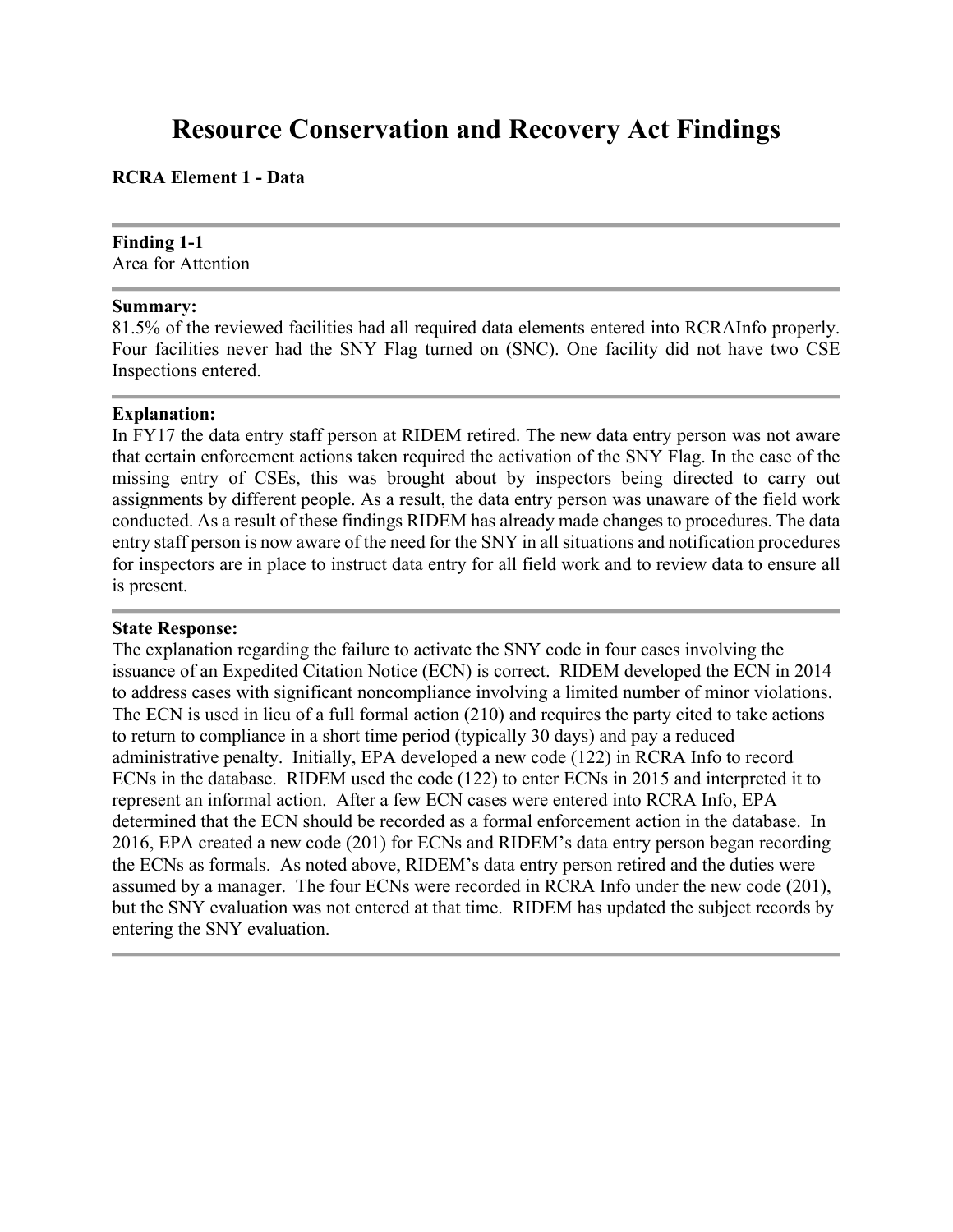# Resource Conservation and Recovery Act Findings

**RCRA Element 1 - Data**

---

**Finding 1-1**
Area for Attention

---

**Summary:**
81.5% of the reviewed facilities had all required data elements entered into RCRAInfo properly. Four facilities never had the SNY Flag turned on (SNC). One facility did not have two CSE Inspections entered.

---

**Explanation:**
In FY17 the data entry staff person at RIDEM retired. The new data entry person was not aware that certain enforcement actions taken required the activation of the SNY Flag. In the case of the missing entry of CSEs, this was brought about by inspectors being directed to carry out assignments by different people. As a result, the data entry person was unaware of the field work conducted. As a result of these findings RIDEM has already made changes to procedures. The data entry staff person is now aware of the need for the SNY in all situations and notification procedures for inspectors are in place to instruct data entry for all field work and to review data to ensure all is present.

---

**State Response:**
The explanation regarding the failure to activate the SNY code in four cases involving the issuance of an Expedited Citation Notice (ECN) is correct. RIDEM developed the ECN in 2014 to address cases with significant noncompliance involving a limited number of minor violations. The ECN is used in lieu of a full formal action (210) and requires the party cited to take actions to return to compliance in a short time period (typically 30 days) and pay a reduced administrative penalty. Initially, EPA developed a new code (122) in RCRA Info to record ECNs in the database. RIDEM used the code (122) to enter ECNs in 2015 and interpreted it to represent an informal action. After a few ECN cases were entered into RCRA Info, EPA determined that the ECN should be recorded as a formal enforcement action in the database. In 2016, EPA created a new code (201) for ECNs and RIDEM's data entry person began recording the ECNs as formals. As noted above, RIDEM's data entry person retired and the duties were assumed by a manager. The four ECNs were recorded in RCRA Info under the new code (201), but the SNY evaluation was not entered at that time. RIDEM has updated the subject records by entering the SNY evaluation.

---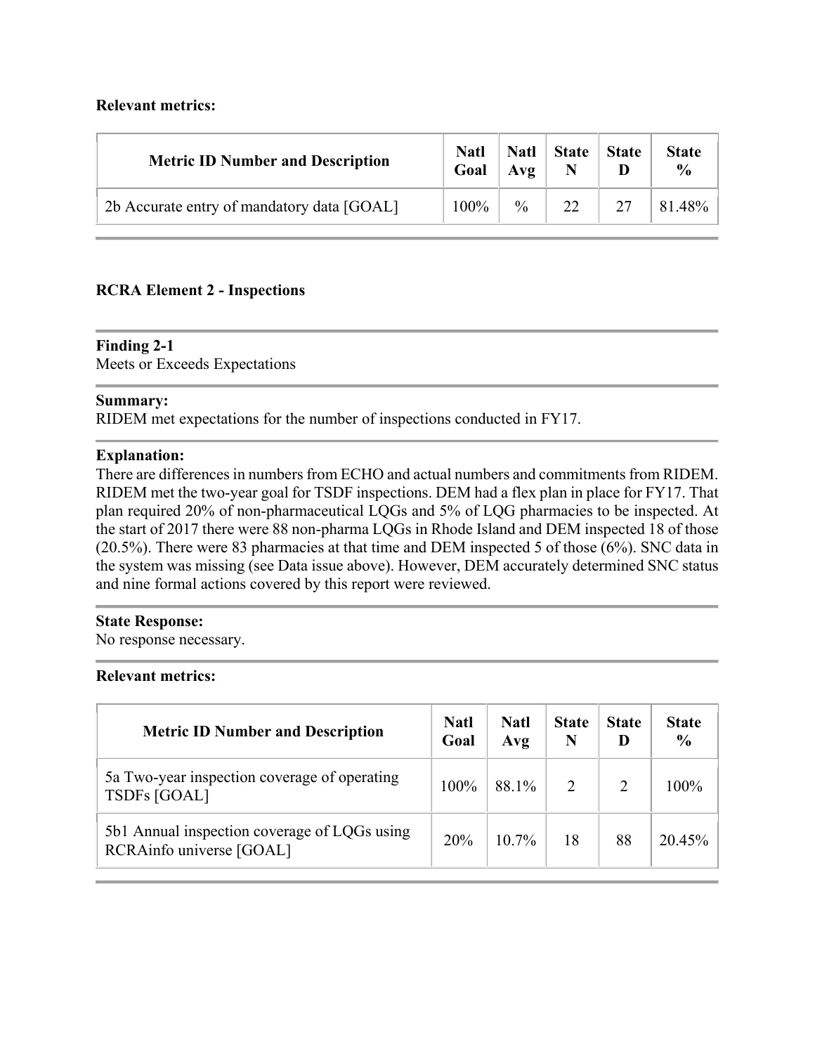**Relevant metrics:**

| Metric ID Number and Description | Natl Goal | Natl Avg | State N | State D | State % |
|---|---|---|---|---|---|
| 2b Accurate entry of mandatory data [GOAL] | 100% | % | 22 | 27 | 81.48% |

**RCRA Element 2 - Inspections**

**Finding 2-1**
Meets or Exceeds Expectations

**Summary:**
RIDEM met expectations for the number of inspections conducted in FY17.

**Explanation:**
There are differences in numbers from ECHO and actual numbers and commitments from RIDEM. RIDEM met the two-year goal for TSDF inspections. DEM had a flex plan in place for FY17. That plan required 20% of non-pharmaceutical LQGs and 5% of LQG pharmacies to be inspected. At the start of 2017 there were 88 non-pharma LQGs in Rhode Island and DEM inspected 18 of those (20.5%). There were 83 pharmacies at that time and DEM inspected 5 of those (6%). SNC data in the system was missing (see Data issue above). However, DEM accurately determined SNC status and nine formal actions covered by this report were reviewed.

**State Response:**
No response necessary.

**Relevant metrics:**

| Metric ID Number and Description | Natl Goal | Natl Avg | State N | State D | State % |
|---|---|---|---|---|---|
| 5a Two-year inspection coverage of operating TSDFs [GOAL] | 100% | 88.1% | 2 | 2 | 100% |
| 5b1 Annual inspection coverage of LQGs using RCRAinfo universe [GOAL] | 20% | 10.7% | 18 | 88 | 20.45% |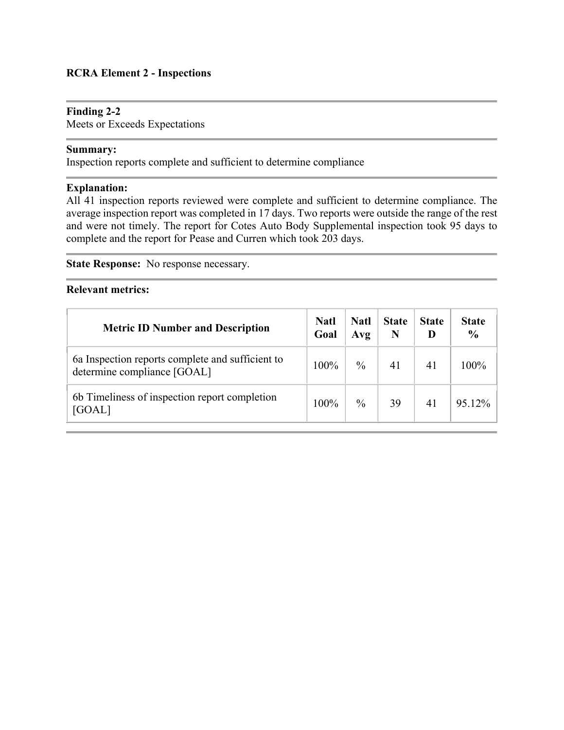**RCRA Element 2 - Inspections**

**Finding 2-2**
Meets or Exceeds Expectations

**Summary:**
Inspection reports complete and sufficient to determine compliance

**Explanation:**
All 41 inspection reports reviewed were complete and sufficient to determine compliance. The average inspection report was completed in 17 days. Two reports were outside the range of the rest and were not timely. The report for Cotes Auto Body Supplemental inspection took 95 days to complete and the report for Pease and Curren which took 203 days.

**State Response:** No response necessary.

**Relevant metrics:**

| Metric ID Number and Description | Natl Goal | Natl Avg | State N | State D | State % |
|---|---|---|---|---|---|
| 6a Inspection reports complete and sufficient to determine compliance [GOAL] | 100% | % | 41 | 41 | 100% |
| 6b Timeliness of inspection report completion [GOAL] | 100% | % | 39 | 41 | 95.12% |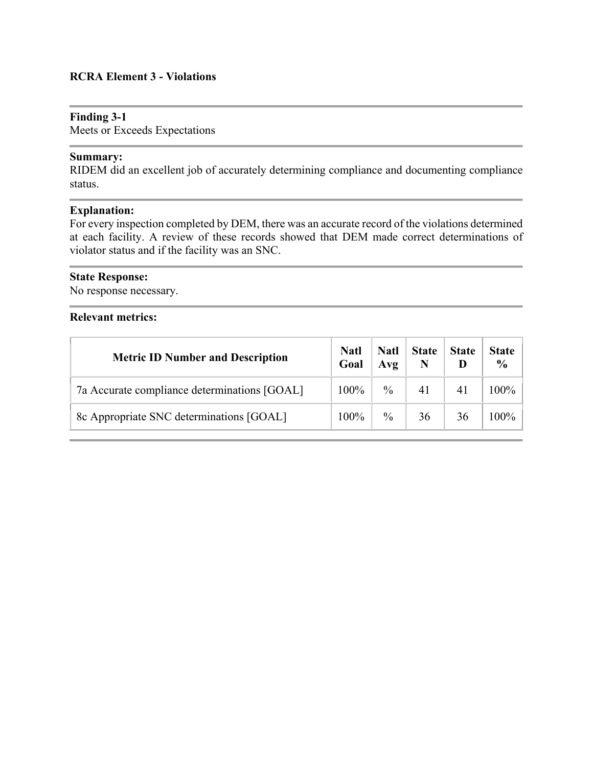## RCRA Element 3 - Violations

**Finding 3-1**
Meets or Exceeds Expectations

**Summary:**
RIDEM did an excellent job of accurately determining compliance and documenting compliance status.

**Explanation:**
For every inspection completed by DEM, there was an accurate record of the violations determined at each facility. A review of these records showed that DEM made correct determinations of violator status and if the facility was an SNC.

**State Response:**
No response necessary.

**Relevant metrics:**

| Metric ID Number and Description | Natl Goal | Natl Avg | State N | State D | State % |
|---|---|---|---|---|---|
| 7a Accurate compliance determinations [GOAL] | 100% | % | 41 | 41 | 100% |
| 8c Appropriate SNC determinations [GOAL] | 100% | % | 36 | 36 | 100% |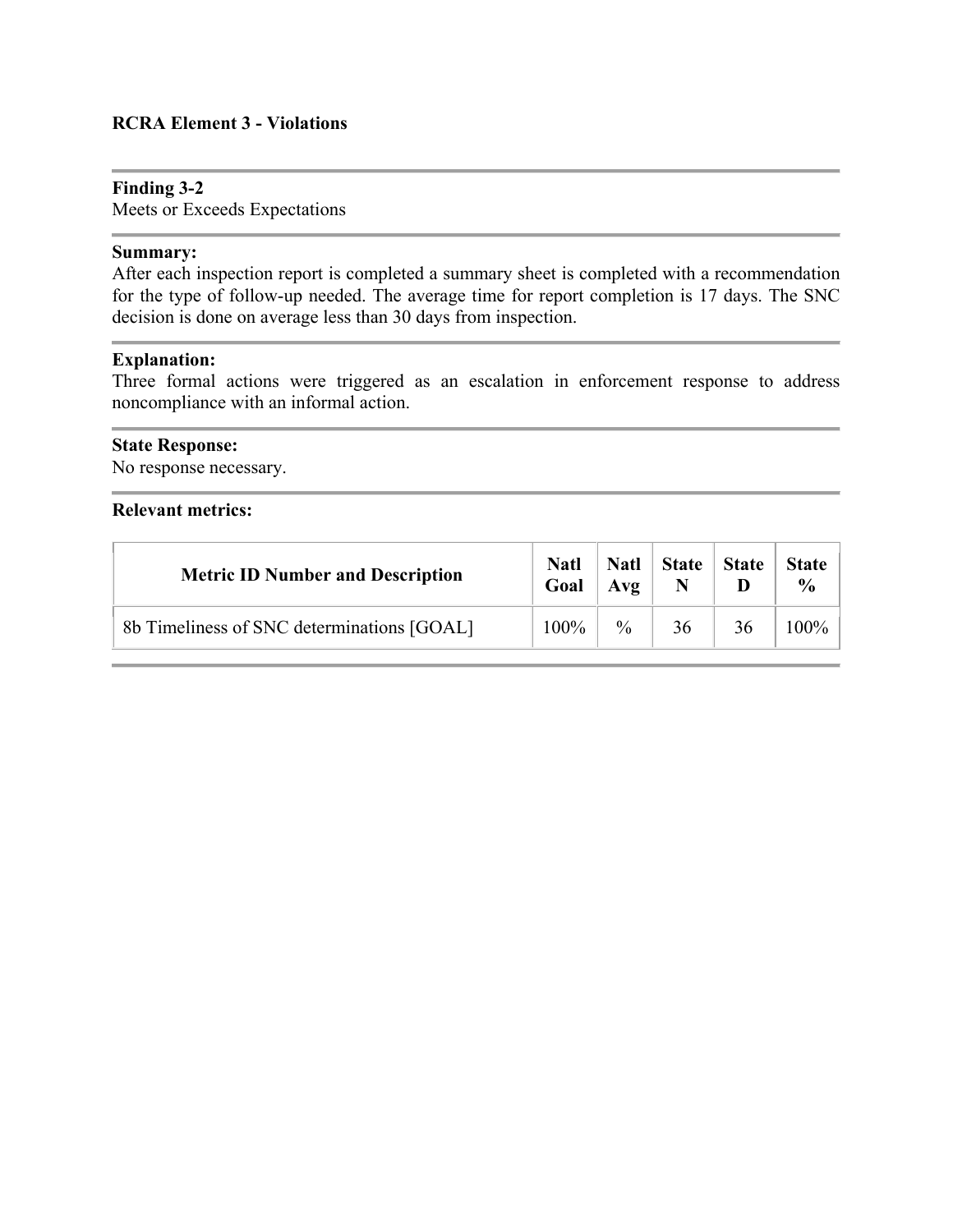**RCRA Element 3 - Violations**

**Finding 3-2**
Meets or Exceeds Expectations

**Summary:**
After each inspection report is completed a summary sheet is completed with a recommendation for the type of follow-up needed. The average time for report completion is 17 days. The SNC decision is done on average less than 30 days from inspection.

**Explanation:**
Three formal actions were triggered as an escalation in enforcement response to address noncompliance with an informal action.

**State Response:**
No response necessary.

**Relevant metrics:**

| Metric ID Number and Description | Natl Goal | Natl Avg | State N | State D | State % |
|---|---|---|---|---|---|
| 8b Timeliness of SNC determinations [GOAL] | 100% | % | 36 | 36 | 100% |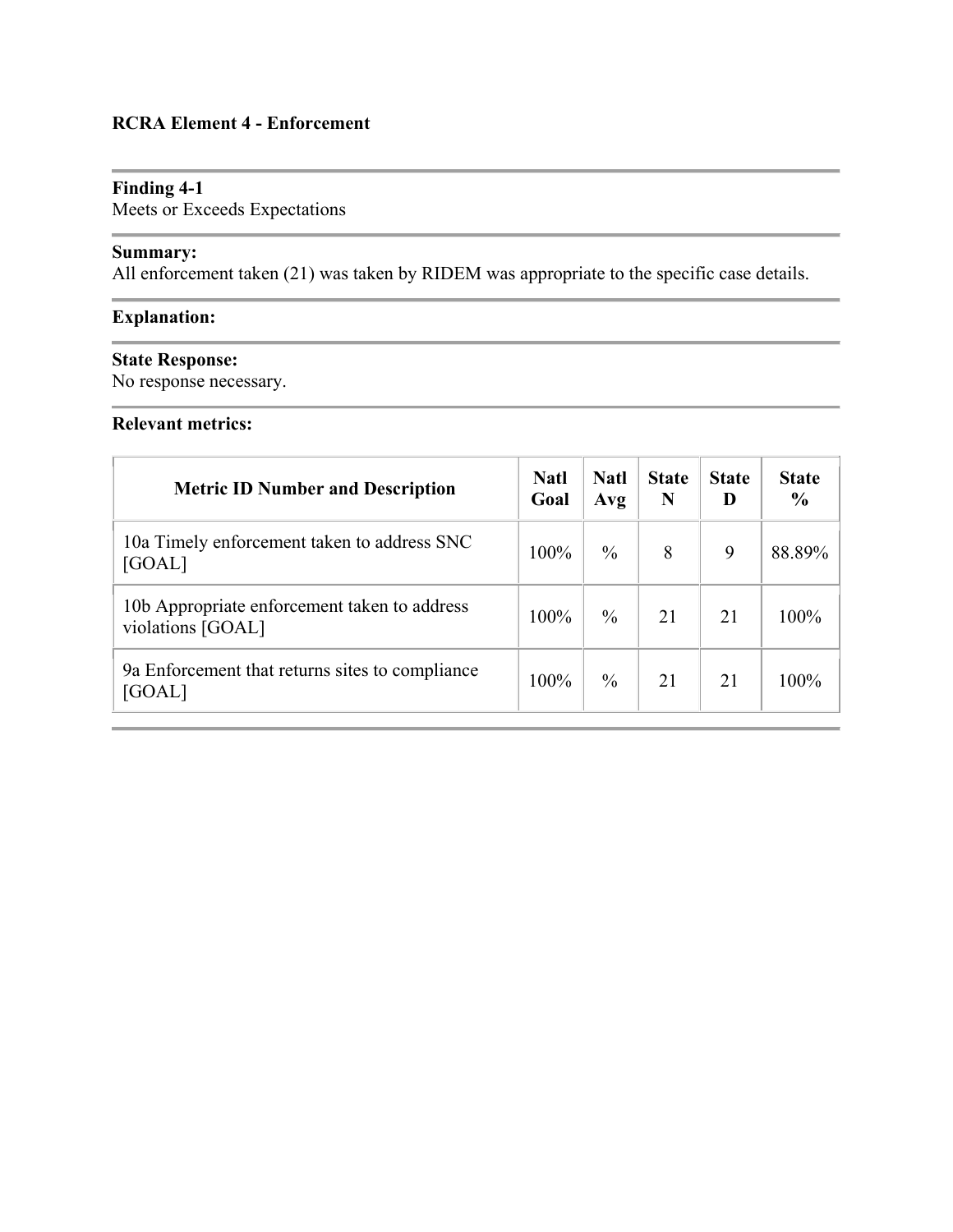**RCRA Element 4 - Enforcement**

**Finding 4-1**
Meets or Exceeds Expectations

**Summary:**
All enforcement taken (21) was taken by RIDEM was appropriate to the specific case details.

**Explanation:**

**State Response:**
No response necessary.

**Relevant metrics:**

| Metric ID Number and Description | Natl Goal | Natl Avg | State N | State D | State % |
|---|---|---|---|---|---|
| 10a Timely enforcement taken to address SNC [GOAL] | 100% | % | 8 | 9 | 88.89% |
| 10b Appropriate enforcement taken to address violations [GOAL] | 100% | % | 21 | 21 | 100% |
| 9a Enforcement that returns sites to compliance [GOAL] | 100% | % | 21 | 21 | 100% |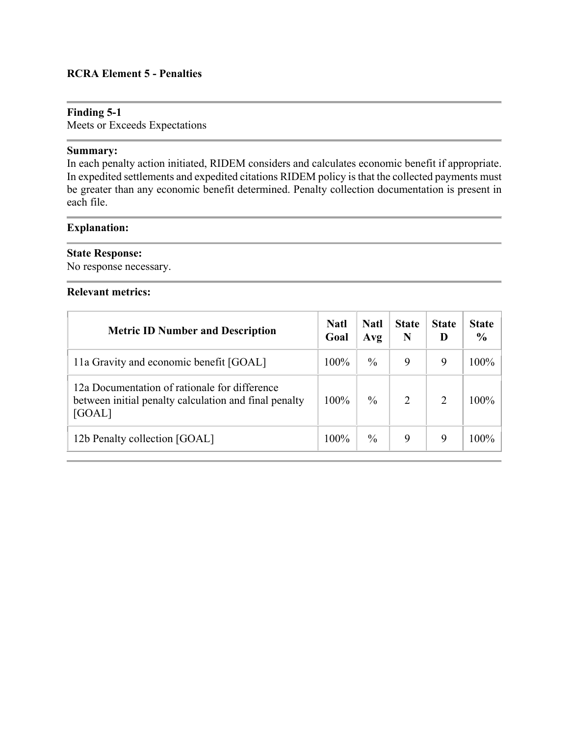## RCRA Element 5 - Penalties

**Finding 5-1**
Meets or Exceeds Expectations

**Summary:**
In each penalty action initiated, RIDEM considers and calculates economic benefit if appropriate. In expedited settlements and expedited citations RIDEM policy is that the collected payments must be greater than any economic benefit determined. Penalty collection documentation is present in each file.

**Explanation:**

**State Response:**
No response necessary.

**Relevant metrics:**

| Metric ID Number and Description | Natl Goal | Natl Avg | State N | State D | State % |
|---|---|---|---|---|---|
| 11a Gravity and economic benefit [GOAL] | 100% | % | 9 | 9 | 100% |
| 12a Documentation of rationale for difference between initial penalty calculation and final penalty [GOAL] | 100% | % | 2 | 2 | 100% |
| 12b Penalty collection [GOAL] | 100% | % | 9 | 9 | 100% |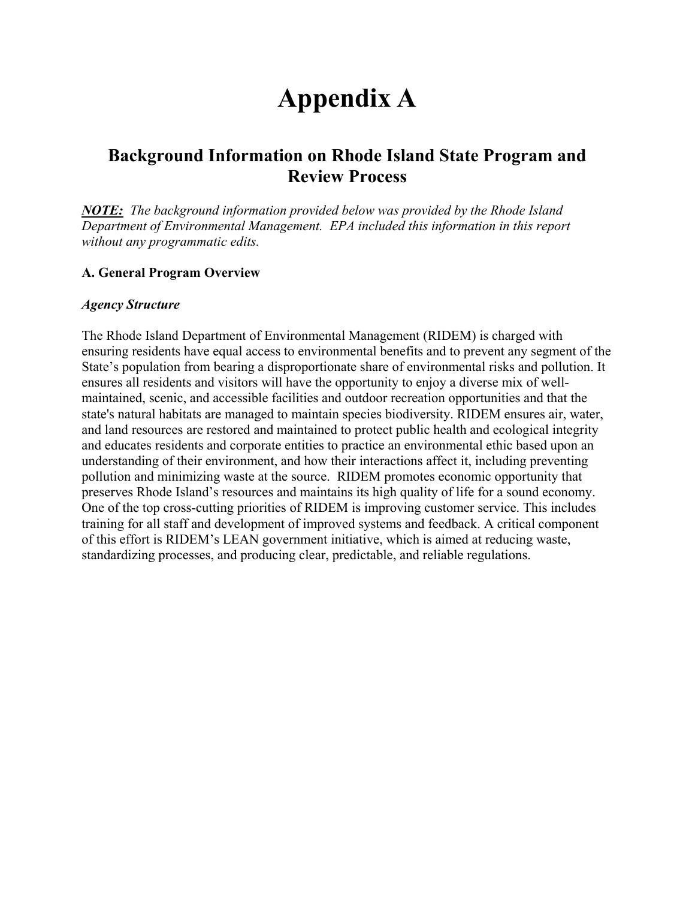# Appendix A

## Background Information on Rhode Island State Program and Review Process

***NOTE:*** *The background information provided below was provided by the Rhode Island Department of Environmental Management. EPA included this information in this report without any programmatic edits.*

### A. General Program Overview

#### *Agency Structure*

The Rhode Island Department of Environmental Management (RIDEM) is charged with ensuring residents have equal access to environmental benefits and to prevent any segment of the State's population from bearing a disproportionate share of environmental risks and pollution. It ensures all residents and visitors will have the opportunity to enjoy a diverse mix of well-maintained, scenic, and accessible facilities and outdoor recreation opportunities and that the state's natural habitats are managed to maintain species biodiversity. RIDEM ensures air, water, and land resources are restored and maintained to protect public health and ecological integrity and educates residents and corporate entities to practice an environmental ethic based upon an understanding of their environment, and how their interactions affect it, including preventing pollution and minimizing waste at the source. RIDEM promotes economic opportunity that preserves Rhode Island's resources and maintains its high quality of life for a sound economy. One of the top cross-cutting priorities of RIDEM is improving customer service. This includes training for all staff and development of improved systems and feedback. A critical component of this effort is RIDEM's LEAN government initiative, which is aimed at reducing waste, standardizing processes, and producing clear, predictable, and reliable regulations.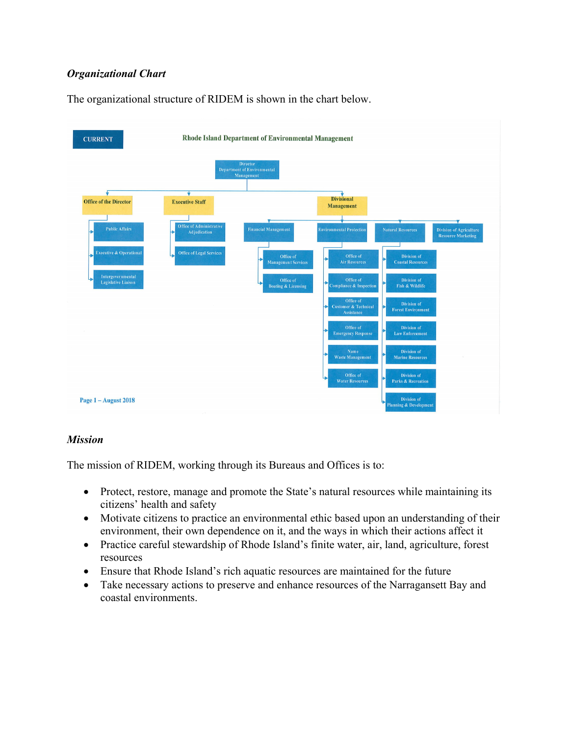### *Organizational Chart*

The organizational structure of RIDEM is shown in the chart below.

CURRENT

**Rhode Island Department of Environmental Management**

- Director Department of Environmental Management
  - Office of the Director
    - Public Affairs
    - Executive & Operational
    - Intergovernmental Legislative Liaison
  - Executive Staff
    - Office of Administrative Adjudication
    - Office of Legal Services
  - Divisional Management
    - Financial Management
      - Office of Management Services
      - Office of Boating & Licensing
    - Environmental Protection
      - Office of Air Resources
      - Office of Compliance & Inspection
      - Office of Customer & Technical Assistance
      - Office of Emergency Response
      - Name Waste Management
      - Office of Water Resources
    - Natural Resources
      - Division of Coastal Resources
      - Division of Fish & Wildlife
      - Division of Forest Environment
      - Division of Law Enforcement
      - Division of Marine Resources
      - Division of Parks & Recreation
      - Division of Planning & Development
    - Division of Agriculture Resource Marketing

Page 1 – August 2018

### *Mission*

The mission of RIDEM, working through its Bureaus and Offices is to:

- Protect, restore, manage and promote the State's natural resources while maintaining its citizens' health and safety
- Motivate citizens to practice an environmental ethic based upon an understanding of their environment, their own dependence on it, and the ways in which their actions affect it
- Practice careful stewardship of Rhode Island's finite water, air, land, agriculture, forest resources
- Ensure that Rhode Island's rich aquatic resources are maintained for the future
- Take necessary actions to preserve and enhance resources of the Narragansett Bay and coastal environments.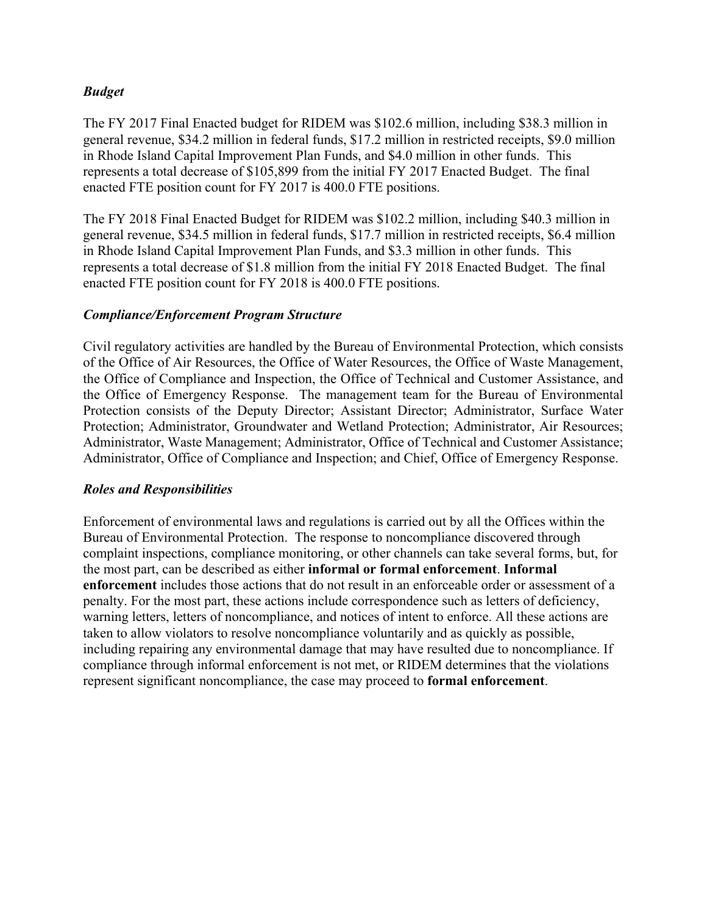### *Budget*

The FY 2017 Final Enacted budget for RIDEM was $102.6 million, including $38.3 million in general revenue, $34.2 million in federal funds, $17.2 million in restricted receipts, $9.0 million in Rhode Island Capital Improvement Plan Funds, and $4.0 million in other funds. This represents a total decrease of $105,899 from the initial FY 2017 Enacted Budget. The final enacted FTE position count for FY 2017 is 400.0 FTE positions.

The FY 2018 Final Enacted Budget for RIDEM was $102.2 million, including $40.3 million in general revenue, $34.5 million in federal funds, $17.7 million in restricted receipts, $6.4 million in Rhode Island Capital Improvement Plan Funds, and $3.3 million in other funds. This represents a total decrease of $1.8 million from the initial FY 2018 Enacted Budget. The final enacted FTE position count for FY 2018 is 400.0 FTE positions.

### *Compliance/Enforcement Program Structure*

Civil regulatory activities are handled by the Bureau of Environmental Protection, which consists of the Office of Air Resources, the Office of Water Resources, the Office of Waste Management, the Office of Compliance and Inspection, the Office of Technical and Customer Assistance, and the Office of Emergency Response. The management team for the Bureau of Environmental Protection consists of the Deputy Director; Assistant Director; Administrator, Surface Water Protection; Administrator, Groundwater and Wetland Protection; Administrator, Air Resources; Administrator, Waste Management; Administrator, Office of Technical and Customer Assistance; Administrator, Office of Compliance and Inspection; and Chief, Office of Emergency Response.

### *Roles and Responsibilities*

Enforcement of environmental laws and regulations is carried out by all the Offices within the Bureau of Environmental Protection. The response to noncompliance discovered through complaint inspections, compliance monitoring, or other channels can take several forms, but, for the most part, can be described as either **informal or formal enforcement**. **Informal enforcement** includes those actions that do not result in an enforceable order or assessment of a penalty. For the most part, these actions include correspondence such as letters of deficiency, warning letters, letters of noncompliance, and notices of intent to enforce. All these actions are taken to allow violators to resolve noncompliance voluntarily and as quickly as possible, including repairing any environmental damage that may have resulted due to noncompliance. If compliance through informal enforcement is not met, or RIDEM determines that the violations represent significant noncompliance, the case may proceed to **formal enforcement**.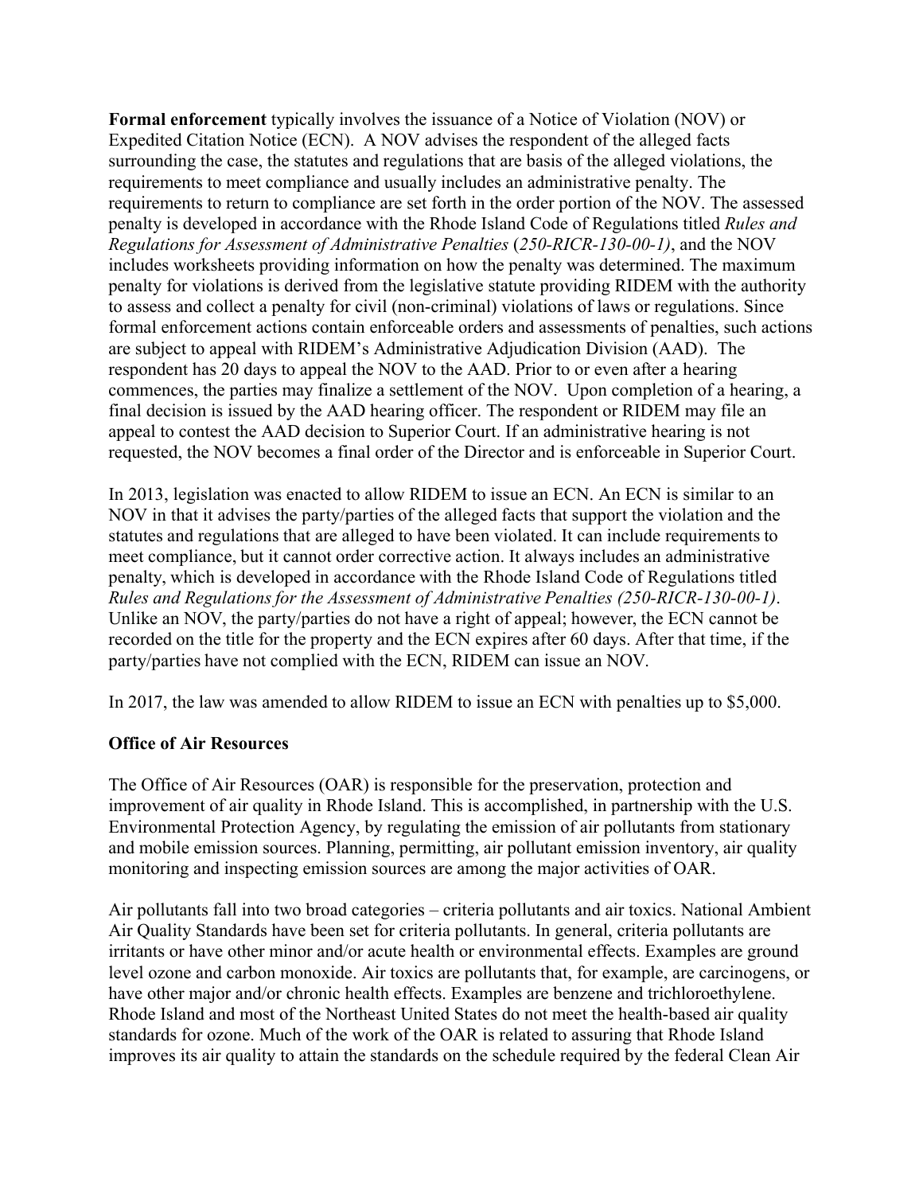**Formal enforcement** typically involves the issuance of a Notice of Violation (NOV) or Expedited Citation Notice (ECN). A NOV advises the respondent of the alleged facts surrounding the case, the statutes and regulations that are basis of the alleged violations, the requirements to meet compliance and usually includes an administrative penalty. The requirements to return to compliance are set forth in the order portion of the NOV. The assessed penalty is developed in accordance with the Rhode Island Code of Regulations titled *Rules and Regulations for Assessment of Administrative Penalties* (*250-RICR-130-00-1)*, and the NOV includes worksheets providing information on how the penalty was determined. The maximum penalty for violations is derived from the legislative statute providing RIDEM with the authority to assess and collect a penalty for civil (non-criminal) violations of laws or regulations. Since formal enforcement actions contain enforceable orders and assessments of penalties, such actions are subject to appeal with RIDEM's Administrative Adjudication Division (AAD). The respondent has 20 days to appeal the NOV to the AAD. Prior to or even after a hearing commences, the parties may finalize a settlement of the NOV. Upon completion of a hearing, a final decision is issued by the AAD hearing officer. The respondent or RIDEM may file an appeal to contest the AAD decision to Superior Court. If an administrative hearing is not requested, the NOV becomes a final order of the Director and is enforceable in Superior Court.

In 2013, legislation was enacted to allow RIDEM to issue an ECN. An ECN is similar to an NOV in that it advises the party/parties of the alleged facts that support the violation and the statutes and regulations that are alleged to have been violated. It can include requirements to meet compliance, but it cannot order corrective action. It always includes an administrative penalty, which is developed in accordance with the Rhode Island Code of Regulations titled *Rules and Regulations for the Assessment of Administrative Penalties (250-RICR-130-00-1)*. Unlike an NOV, the party/parties do not have a right of appeal; however, the ECN cannot be recorded on the title for the property and the ECN expires after 60 days. After that time, if the party/parties have not complied with the ECN, RIDEM can issue an NOV.

In 2017, the law was amended to allow RIDEM to issue an ECN with penalties up to $5,000.

**Office of Air Resources**

The Office of Air Resources (OAR) is responsible for the preservation, protection and improvement of air quality in Rhode Island. This is accomplished, in partnership with the U.S. Environmental Protection Agency, by regulating the emission of air pollutants from stationary and mobile emission sources. Planning, permitting, air pollutant emission inventory, air quality monitoring and inspecting emission sources are among the major activities of OAR.

Air pollutants fall into two broad categories – criteria pollutants and air toxics. National Ambient Air Quality Standards have been set for criteria pollutants. In general, criteria pollutants are irritants or have other minor and/or acute health or environmental effects. Examples are ground level ozone and carbon monoxide. Air toxics are pollutants that, for example, are carcinogens, or have other major and/or chronic health effects. Examples are benzene and trichloroethylene. Rhode Island and most of the Northeast United States do not meet the health-based air quality standards for ozone. Much of the work of the OAR is related to assuring that Rhode Island improves its air quality to attain the standards on the schedule required by the federal Clean Air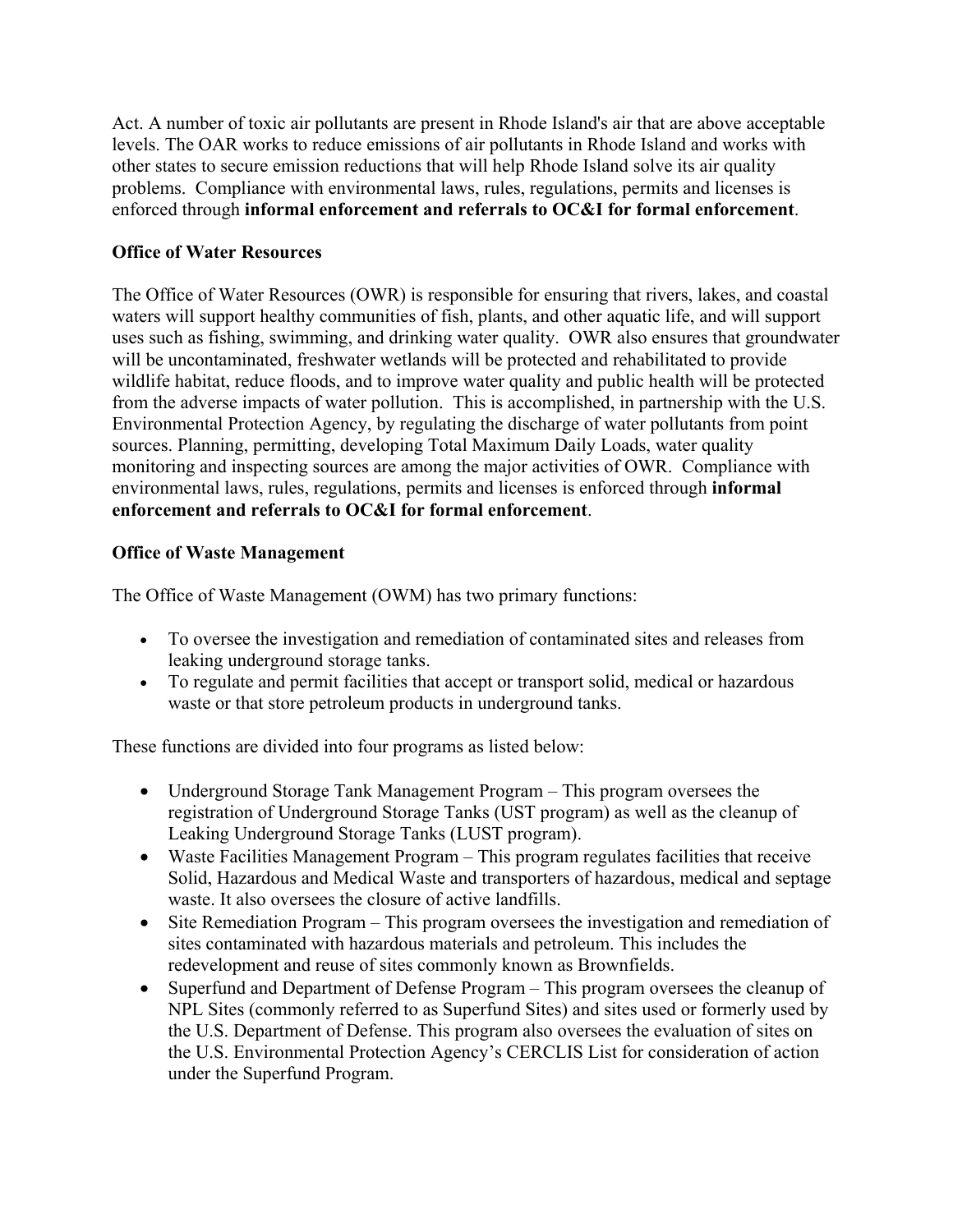Act. A number of toxic air pollutants are present in Rhode Island's air that are above acceptable levels. The OAR works to reduce emissions of air pollutants in Rhode Island and works with other states to secure emission reductions that will help Rhode Island solve its air quality problems. Compliance with environmental laws, rules, regulations, permits and licenses is enforced through **informal enforcement and referrals to OC&I for formal enforcement**.

**Office of Water Resources**

The Office of Water Resources (OWR) is responsible for ensuring that rivers, lakes, and coastal waters will support healthy communities of fish, plants, and other aquatic life, and will support uses such as fishing, swimming, and drinking water quality. OWR also ensures that groundwater will be uncontaminated, freshwater wetlands will be protected and rehabilitated to provide wildlife habitat, reduce floods, and to improve water quality and public health will be protected from the adverse impacts of water pollution. This is accomplished, in partnership with the U.S. Environmental Protection Agency, by regulating the discharge of water pollutants from point sources. Planning, permitting, developing Total Maximum Daily Loads, water quality monitoring and inspecting sources are among the major activities of OWR. Compliance with environmental laws, rules, regulations, permits and licenses is enforced through **informal enforcement and referrals to OC&I for formal enforcement**.

**Office of Waste Management**

The Office of Waste Management (OWM) has two primary functions:

- To oversee the investigation and remediation of contaminated sites and releases from leaking underground storage tanks.
- To regulate and permit facilities that accept or transport solid, medical or hazardous waste or that store petroleum products in underground tanks.

These functions are divided into four programs as listed below:

- Underground Storage Tank Management Program – This program oversees the registration of Underground Storage Tanks (UST program) as well as the cleanup of Leaking Underground Storage Tanks (LUST program).
- Waste Facilities Management Program – This program regulates facilities that receive Solid, Hazardous and Medical Waste and transporters of hazardous, medical and septage waste. It also oversees the closure of active landfills.
- Site Remediation Program – This program oversees the investigation and remediation of sites contaminated with hazardous materials and petroleum. This includes the redevelopment and reuse of sites commonly known as Brownfields.
- Superfund and Department of Defense Program – This program oversees the cleanup of NPL Sites (commonly referred to as Superfund Sites) and sites used or formerly used by the U.S. Department of Defense. This program also oversees the evaluation of sites on the U.S. Environmental Protection Agency's CERCLIS List for consideration of action under the Superfund Program.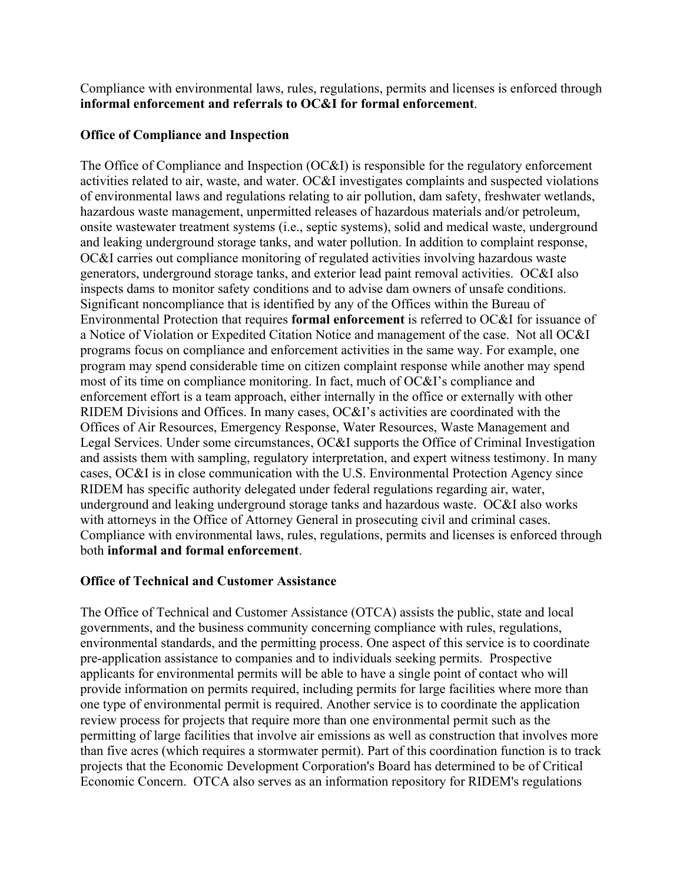Compliance with environmental laws, rules, regulations, permits and licenses is enforced through **informal enforcement and referrals to OC&I for formal enforcement**.

**Office of Compliance and Inspection**

The Office of Compliance and Inspection (OC&I) is responsible for the regulatory enforcement activities related to air, waste, and water. OC&I investigates complaints and suspected violations of environmental laws and regulations relating to air pollution, dam safety, freshwater wetlands, hazardous waste management, unpermitted releases of hazardous materials and/or petroleum, onsite wastewater treatment systems (i.e., septic systems), solid and medical waste, underground and leaking underground storage tanks, and water pollution. In addition to complaint response, OC&I carries out compliance monitoring of regulated activities involving hazardous waste generators, underground storage tanks, and exterior lead paint removal activities. OC&I also inspects dams to monitor safety conditions and to advise dam owners of unsafe conditions. Significant noncompliance that is identified by any of the Offices within the Bureau of Environmental Protection that requires **formal enforcement** is referred to OC&I for issuance of a Notice of Violation or Expedited Citation Notice and management of the case. Not all OC&I programs focus on compliance and enforcement activities in the same way. For example, one program may spend considerable time on citizen complaint response while another may spend most of its time on compliance monitoring. In fact, much of OC&I's compliance and enforcement effort is a team approach, either internally in the office or externally with other RIDEM Divisions and Offices. In many cases, OC&I's activities are coordinated with the Offices of Air Resources, Emergency Response, Water Resources, Waste Management and Legal Services. Under some circumstances, OC&I supports the Office of Criminal Investigation and assists them with sampling, regulatory interpretation, and expert witness testimony. In many cases, OC&I is in close communication with the U.S. Environmental Protection Agency since RIDEM has specific authority delegated under federal regulations regarding air, water, underground and leaking underground storage tanks and hazardous waste. OC&I also works with attorneys in the Office of Attorney General in prosecuting civil and criminal cases. Compliance with environmental laws, rules, regulations, permits and licenses is enforced through both **informal and formal enforcement**.

**Office of Technical and Customer Assistance**

The Office of Technical and Customer Assistance (OTCA) assists the public, state and local governments, and the business community concerning compliance with rules, regulations, environmental standards, and the permitting process. One aspect of this service is to coordinate pre-application assistance to companies and to individuals seeking permits. Prospective applicants for environmental permits will be able to have a single point of contact who will provide information on permits required, including permits for large facilities where more than one type of environmental permit is required. Another service is to coordinate the application review process for projects that require more than one environmental permit such as the permitting of large facilities that involve air emissions as well as construction that involves more than five acres (which requires a stormwater permit). Part of this coordination function is to track projects that the Economic Development Corporation's Board has determined to be of Critical Economic Concern. OTCA also serves as an information repository for RIDEM's regulations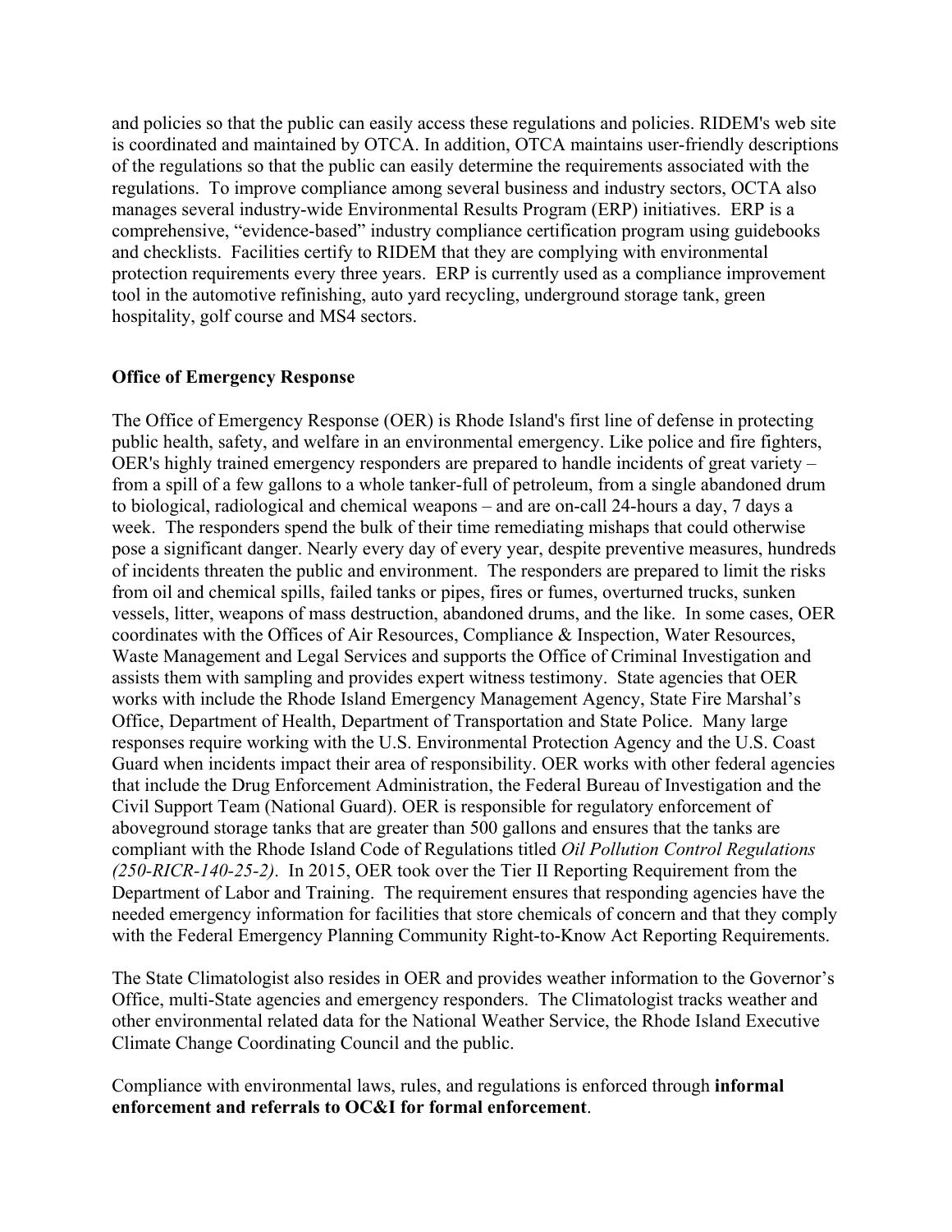and policies so that the public can easily access these regulations and policies. RIDEM's web site is coordinated and maintained by OTCA. In addition, OTCA maintains user-friendly descriptions of the regulations so that the public can easily determine the requirements associated with the regulations. To improve compliance among several business and industry sectors, OCTA also manages several industry-wide Environmental Results Program (ERP) initiatives. ERP is a comprehensive, "evidence-based" industry compliance certification program using guidebooks and checklists. Facilities certify to RIDEM that they are complying with environmental protection requirements every three years. ERP is currently used as a compliance improvement tool in the automotive refinishing, auto yard recycling, underground storage tank, green hospitality, golf course and MS4 sectors.

**Office of Emergency Response**

The Office of Emergency Response (OER) is Rhode Island's first line of defense in protecting public health, safety, and welfare in an environmental emergency. Like police and fire fighters, OER's highly trained emergency responders are prepared to handle incidents of great variety – from a spill of a few gallons to a whole tanker-full of petroleum, from a single abandoned drum to biological, radiological and chemical weapons – and are on-call 24-hours a day, 7 days a week. The responders spend the bulk of their time remediating mishaps that could otherwise pose a significant danger. Nearly every day of every year, despite preventive measures, hundreds of incidents threaten the public and environment. The responders are prepared to limit the risks from oil and chemical spills, failed tanks or pipes, fires or fumes, overturned trucks, sunken vessels, litter, weapons of mass destruction, abandoned drums, and the like. In some cases, OER coordinates with the Offices of Air Resources, Compliance & Inspection, Water Resources, Waste Management and Legal Services and supports the Office of Criminal Investigation and assists them with sampling and provides expert witness testimony. State agencies that OER works with include the Rhode Island Emergency Management Agency, State Fire Marshal's Office, Department of Health, Department of Transportation and State Police. Many large responses require working with the U.S. Environmental Protection Agency and the U.S. Coast Guard when incidents impact their area of responsibility. OER works with other federal agencies that include the Drug Enforcement Administration, the Federal Bureau of Investigation and the Civil Support Team (National Guard). OER is responsible for regulatory enforcement of aboveground storage tanks that are greater than 500 gallons and ensures that the tanks are compliant with the Rhode Island Code of Regulations titled *Oil Pollution Control Regulations (250-RICR-140-25-2)*. In 2015, OER took over the Tier II Reporting Requirement from the Department of Labor and Training. The requirement ensures that responding agencies have the needed emergency information for facilities that store chemicals of concern and that they comply with the Federal Emergency Planning Community Right-to-Know Act Reporting Requirements.

The State Climatologist also resides in OER and provides weather information to the Governor's Office, multi-State agencies and emergency responders. The Climatologist tracks weather and other environmental related data for the National Weather Service, the Rhode Island Executive Climate Change Coordinating Council and the public.

Compliance with environmental laws, rules, and regulations is enforced through **informal enforcement and referrals to OC&I for formal enforcement**.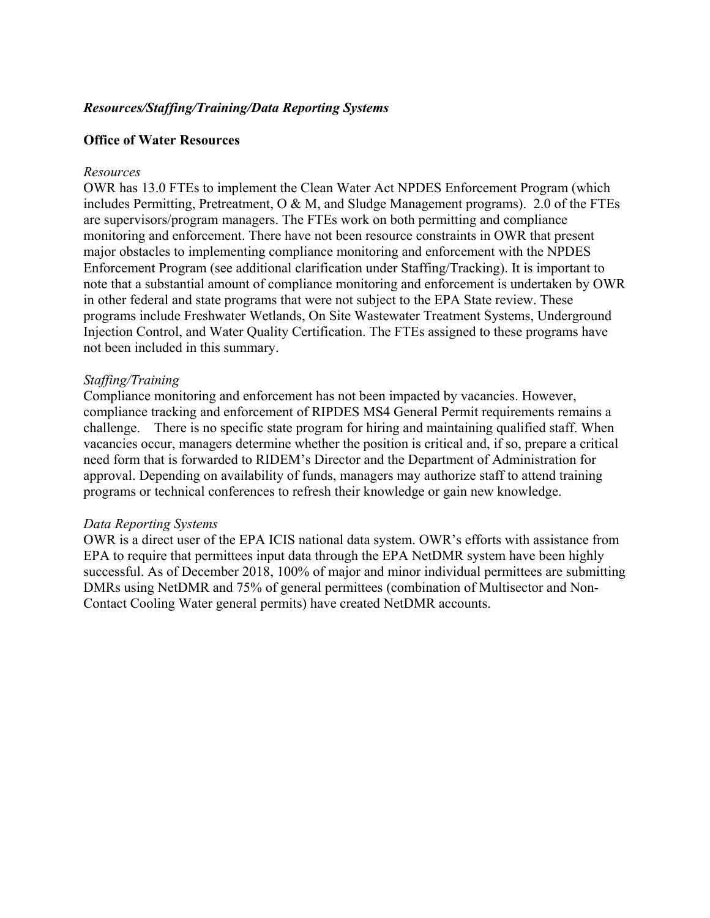### *Resources/Staffing/Training/Data Reporting Systems*

**Office of Water Resources**

*Resources*

OWR has 13.0 FTEs to implement the Clean Water Act NPDES Enforcement Program (which includes Permitting, Pretreatment, O & M, and Sludge Management programs). 2.0 of the FTEs are supervisors/program managers. The FTEs work on both permitting and compliance monitoring and enforcement. There have not been resource constraints in OWR that present major obstacles to implementing compliance monitoring and enforcement with the NPDES Enforcement Program (see additional clarification under Staffing/Tracking). It is important to note that a substantial amount of compliance monitoring and enforcement is undertaken by OWR in other federal and state programs that were not subject to the EPA State review. These programs include Freshwater Wetlands, On Site Wastewater Treatment Systems, Underground Injection Control, and Water Quality Certification. The FTEs assigned to these programs have not been included in this summary.

*Staffing/Training*

Compliance monitoring and enforcement has not been impacted by vacancies. However, compliance tracking and enforcement of RIPDES MS4 General Permit requirements remains a challenge. There is no specific state program for hiring and maintaining qualified staff. When vacancies occur, managers determine whether the position is critical and, if so, prepare a critical need form that is forwarded to RIDEM's Director and the Department of Administration for approval. Depending on availability of funds, managers may authorize staff to attend training programs or technical conferences to refresh their knowledge or gain new knowledge.

*Data Reporting Systems*

OWR is a direct user of the EPA ICIS national data system. OWR's efforts with assistance from EPA to require that permittees input data through the EPA NetDMR system have been highly successful. As of December 2018, 100% of major and minor individual permittees are submitting DMRs using NetDMR and 75% of general permittees (combination of Multisector and Non-Contact Cooling Water general permits) have created NetDMR accounts.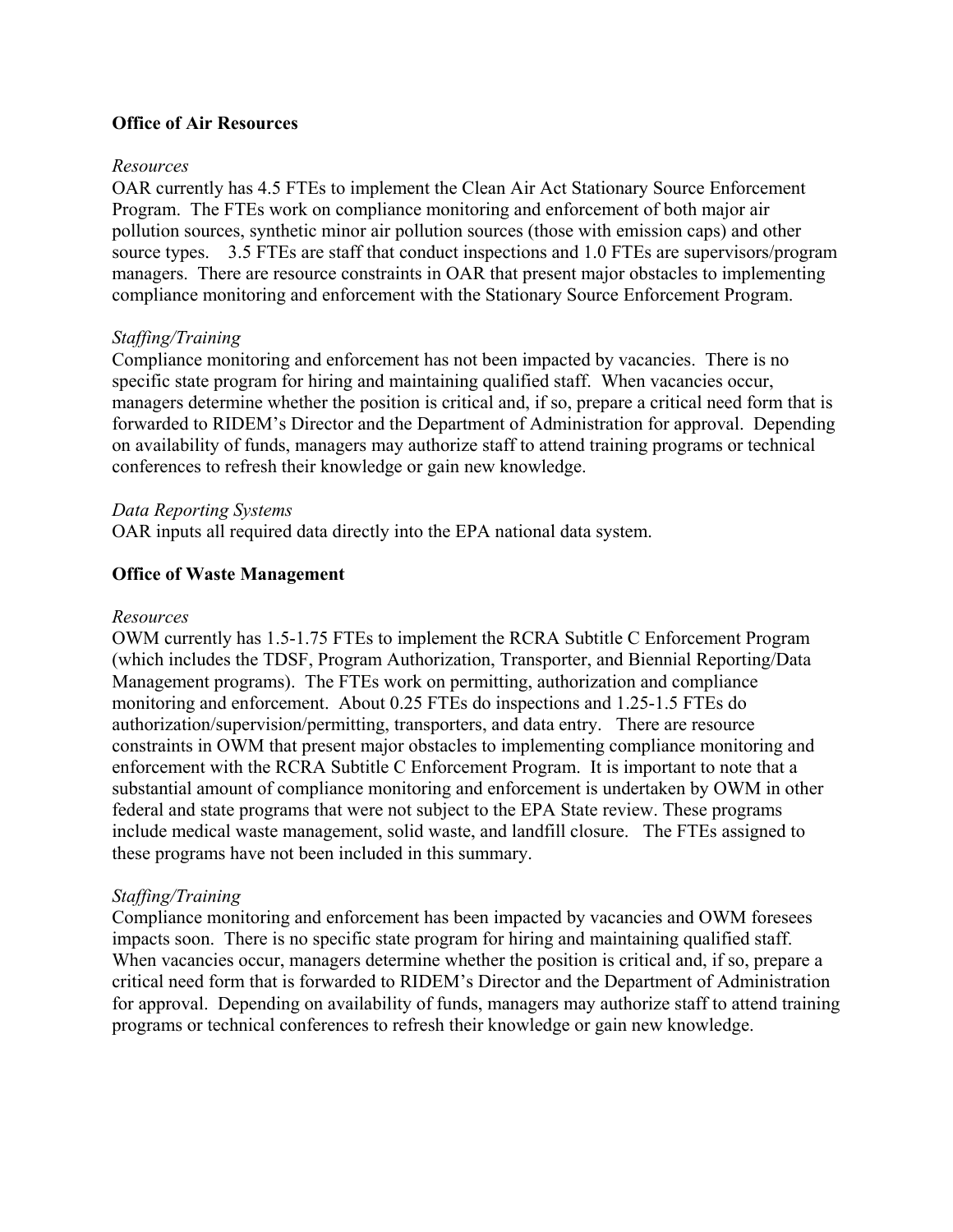**Office of Air Resources**

*Resources*

OAR currently has 4.5 FTEs to implement the Clean Air Act Stationary Source Enforcement Program. The FTEs work on compliance monitoring and enforcement of both major air pollution sources, synthetic minor air pollution sources (those with emission caps) and other source types. 3.5 FTEs are staff that conduct inspections and 1.0 FTEs are supervisors/program managers. There are resource constraints in OAR that present major obstacles to implementing compliance monitoring and enforcement with the Stationary Source Enforcement Program.

*Staffing/Training*

Compliance monitoring and enforcement has not been impacted by vacancies. There is no specific state program for hiring and maintaining qualified staff. When vacancies occur, managers determine whether the position is critical and, if so, prepare a critical need form that is forwarded to RIDEM's Director and the Department of Administration for approval. Depending on availability of funds, managers may authorize staff to attend training programs or technical conferences to refresh their knowledge or gain new knowledge.

*Data Reporting Systems*

OAR inputs all required data directly into the EPA national data system.

**Office of Waste Management**

*Resources*

OWM currently has 1.5-1.75 FTEs to implement the RCRA Subtitle C Enforcement Program (which includes the TDSF, Program Authorization, Transporter, and Biennial Reporting/Data Management programs). The FTEs work on permitting, authorization and compliance monitoring and enforcement. About 0.25 FTEs do inspections and 1.25-1.5 FTEs do authorization/supervision/permitting, transporters, and data entry. There are resource constraints in OWM that present major obstacles to implementing compliance monitoring and enforcement with the RCRA Subtitle C Enforcement Program. It is important to note that a substantial amount of compliance monitoring and enforcement is undertaken by OWM in other federal and state programs that were not subject to the EPA State review. These programs include medical waste management, solid waste, and landfill closure. The FTEs assigned to these programs have not been included in this summary.

*Staffing/Training*

Compliance monitoring and enforcement has been impacted by vacancies and OWM foresees impacts soon. There is no specific state program for hiring and maintaining qualified staff. When vacancies occur, managers determine whether the position is critical and, if so, prepare a critical need form that is forwarded to RIDEM's Director and the Department of Administration for approval. Depending on availability of funds, managers may authorize staff to attend training programs or technical conferences to refresh their knowledge or gain new knowledge.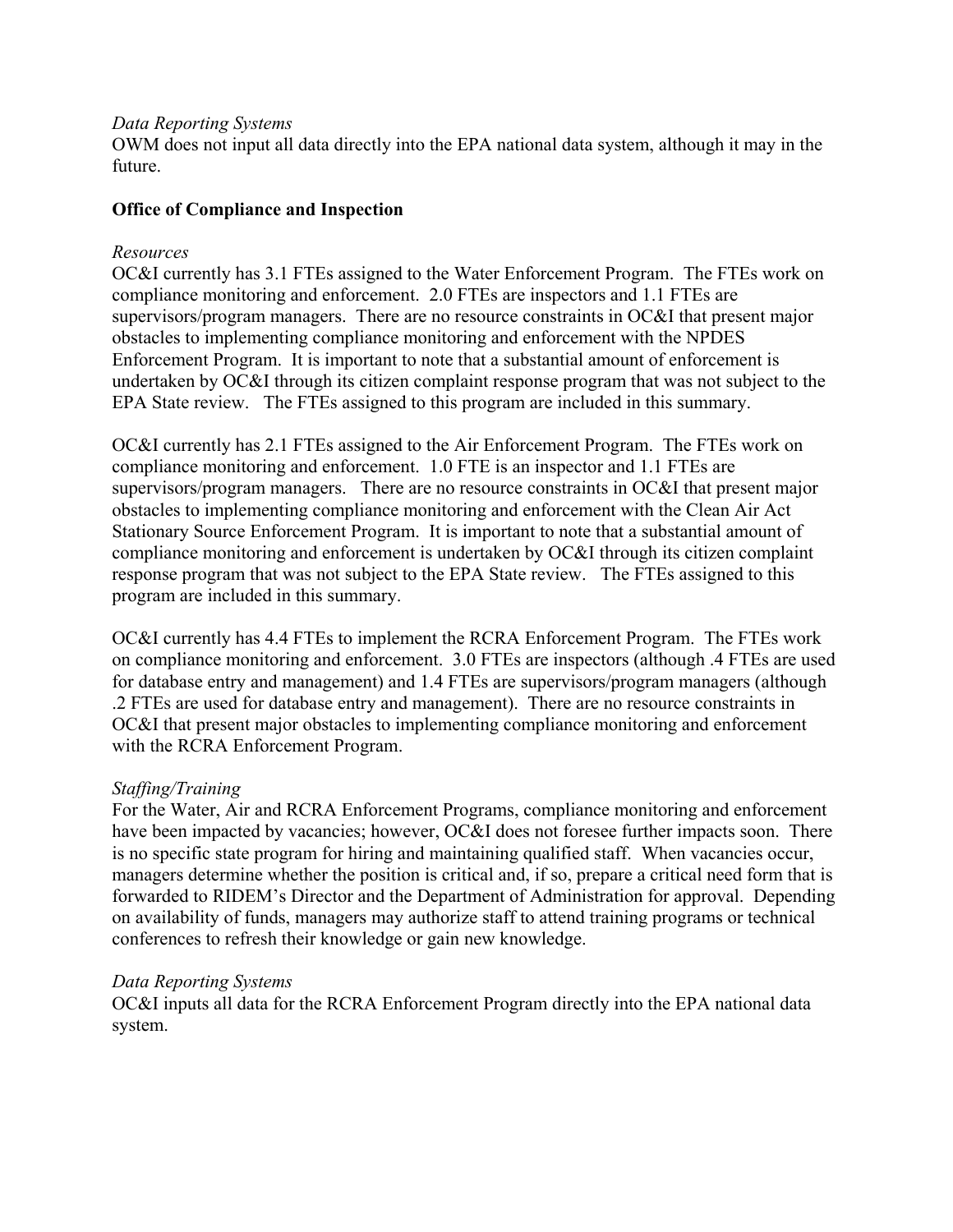*Data Reporting Systems*
OWM does not input all data directly into the EPA national data system, although it may in the future.

**Office of Compliance and Inspection**

*Resources*
OC&I currently has 3.1 FTEs assigned to the Water Enforcement Program. The FTEs work on compliance monitoring and enforcement. 2.0 FTEs are inspectors and 1.1 FTEs are supervisors/program managers. There are no resource constraints in OC&I that present major obstacles to implementing compliance monitoring and enforcement with the NPDES Enforcement Program. It is important to note that a substantial amount of enforcement is undertaken by OC&I through its citizen complaint response program that was not subject to the EPA State review. The FTEs assigned to this program are included in this summary.

OC&I currently has 2.1 FTEs assigned to the Air Enforcement Program. The FTEs work on compliance monitoring and enforcement. 1.0 FTE is an inspector and 1.1 FTEs are supervisors/program managers. There are no resource constraints in OC&I that present major obstacles to implementing compliance monitoring and enforcement with the Clean Air Act Stationary Source Enforcement Program. It is important to note that a substantial amount of compliance monitoring and enforcement is undertaken by OC&I through its citizen complaint response program that was not subject to the EPA State review. The FTEs assigned to this program are included in this summary.

OC&I currently has 4.4 FTEs to implement the RCRA Enforcement Program. The FTEs work on compliance monitoring and enforcement. 3.0 FTEs are inspectors (although .4 FTEs are used for database entry and management) and 1.4 FTEs are supervisors/program managers (although .2 FTEs are used for database entry and management). There are no resource constraints in OC&I that present major obstacles to implementing compliance monitoring and enforcement with the RCRA Enforcement Program.

*Staffing/Training*
For the Water, Air and RCRA Enforcement Programs, compliance monitoring and enforcement have been impacted by vacancies; however, OC&I does not foresee further impacts soon. There is no specific state program for hiring and maintaining qualified staff. When vacancies occur, managers determine whether the position is critical and, if so, prepare a critical need form that is forwarded to RIDEM's Director and the Department of Administration for approval. Depending on availability of funds, managers may authorize staff to attend training programs or technical conferences to refresh their knowledge or gain new knowledge.

*Data Reporting Systems*
OC&I inputs all data for the RCRA Enforcement Program directly into the EPA national data system.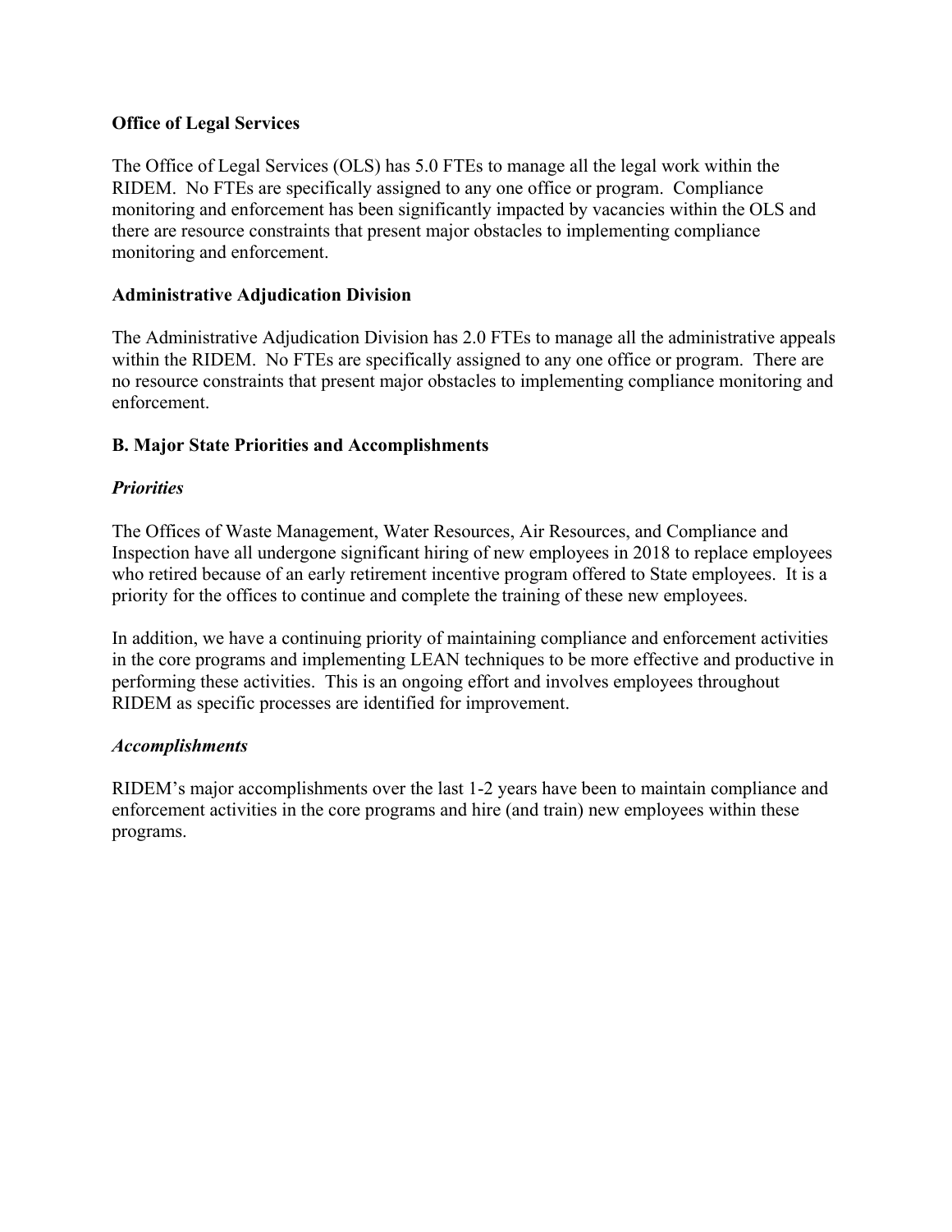**Office of Legal Services**

The Office of Legal Services (OLS) has 5.0 FTEs to manage all the legal work within the RIDEM. No FTEs are specifically assigned to any one office or program. Compliance monitoring and enforcement has been significantly impacted by vacancies within the OLS and there are resource constraints that present major obstacles to implementing compliance monitoring and enforcement.

**Administrative Adjudication Division**

The Administrative Adjudication Division has 2.0 FTEs to manage all the administrative appeals within the RIDEM. No FTEs are specifically assigned to any one office or program. There are no resource constraints that present major obstacles to implementing compliance monitoring and enforcement.

**B. Major State Priorities and Accomplishments**

***Priorities***

The Offices of Waste Management, Water Resources, Air Resources, and Compliance and Inspection have all undergone significant hiring of new employees in 2018 to replace employees who retired because of an early retirement incentive program offered to State employees. It is a priority for the offices to continue and complete the training of these new employees.

In addition, we have a continuing priority of maintaining compliance and enforcement activities in the core programs and implementing LEAN techniques to be more effective and productive in performing these activities. This is an ongoing effort and involves employees throughout RIDEM as specific processes are identified for improvement.

***Accomplishments***

RIDEM's major accomplishments over the last 1-2 years have been to maintain compliance and enforcement activities in the core programs and hire (and train) new employees within these programs.